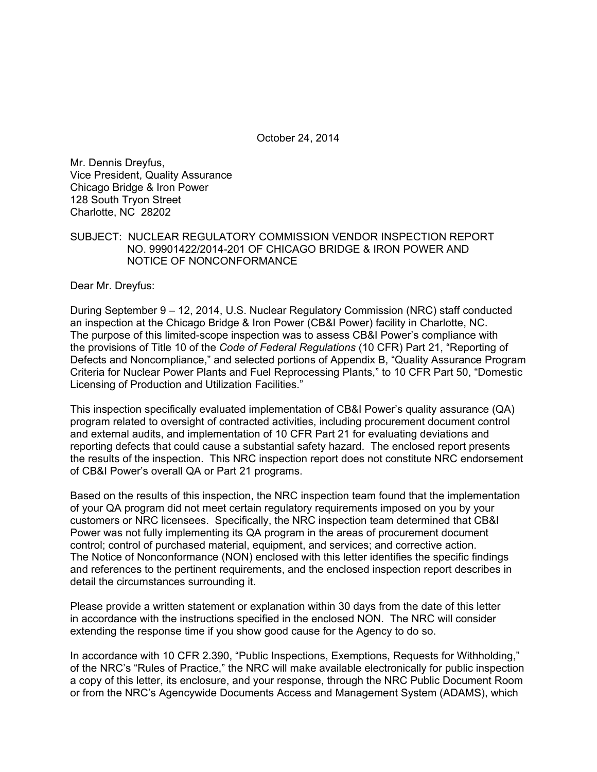October 24, 2014

Mr. Dennis Dreyfus,
Vice President, Quality Assurance
Chicago Bridge & Iron Power
128 South Tryon Street
Charlotte, NC 28202

SUBJECT: NUCLEAR REGULATORY COMMISSION VENDOR INSPECTION REPORT NO. 99901422/2014-201 OF CHICAGO BRIDGE & IRON POWER AND NOTICE OF NONCONFORMANCE

Dear Mr. Dreyfus:

During September 9 – 12, 2014, U.S. Nuclear Regulatory Commission (NRC) staff conducted an inspection at the Chicago Bridge & Iron Power (CB&I Power) facility in Charlotte, NC. The purpose of this limited-scope inspection was to assess CB&I Power's compliance with the provisions of Title 10 of the *Code of Federal Regulations* (10 CFR) Part 21, "Reporting of Defects and Noncompliance," and selected portions of Appendix B, "Quality Assurance Program Criteria for Nuclear Power Plants and Fuel Reprocessing Plants," to 10 CFR Part 50, "Domestic Licensing of Production and Utilization Facilities."

This inspection specifically evaluated implementation of CB&I Power's quality assurance (QA) program related to oversight of contracted activities, including procurement document control and external audits, and implementation of 10 CFR Part 21 for evaluating deviations and reporting defects that could cause a substantial safety hazard. The enclosed report presents the results of the inspection. This NRC inspection report does not constitute NRC endorsement of CB&I Power's overall QA or Part 21 programs.

Based on the results of this inspection, the NRC inspection team found that the implementation of your QA program did not meet certain regulatory requirements imposed on you by your customers or NRC licensees. Specifically, the NRC inspection team determined that CB&I Power was not fully implementing its QA program in the areas of procurement document control; control of purchased material, equipment, and services; and corrective action. The Notice of Nonconformance (NON) enclosed with this letter identifies the specific findings and references to the pertinent requirements, and the enclosed inspection report describes in detail the circumstances surrounding it.

Please provide a written statement or explanation within 30 days from the date of this letter in accordance with the instructions specified in the enclosed NON. The NRC will consider extending the response time if you show good cause for the Agency to do so.

In accordance with 10 CFR 2.390, "Public Inspections, Exemptions, Requests for Withholding," of the NRC's "Rules of Practice," the NRC will make available electronically for public inspection a copy of this letter, its enclosure, and your response, through the NRC Public Document Room or from the NRC's Agencywide Documents Access and Management System (ADAMS), which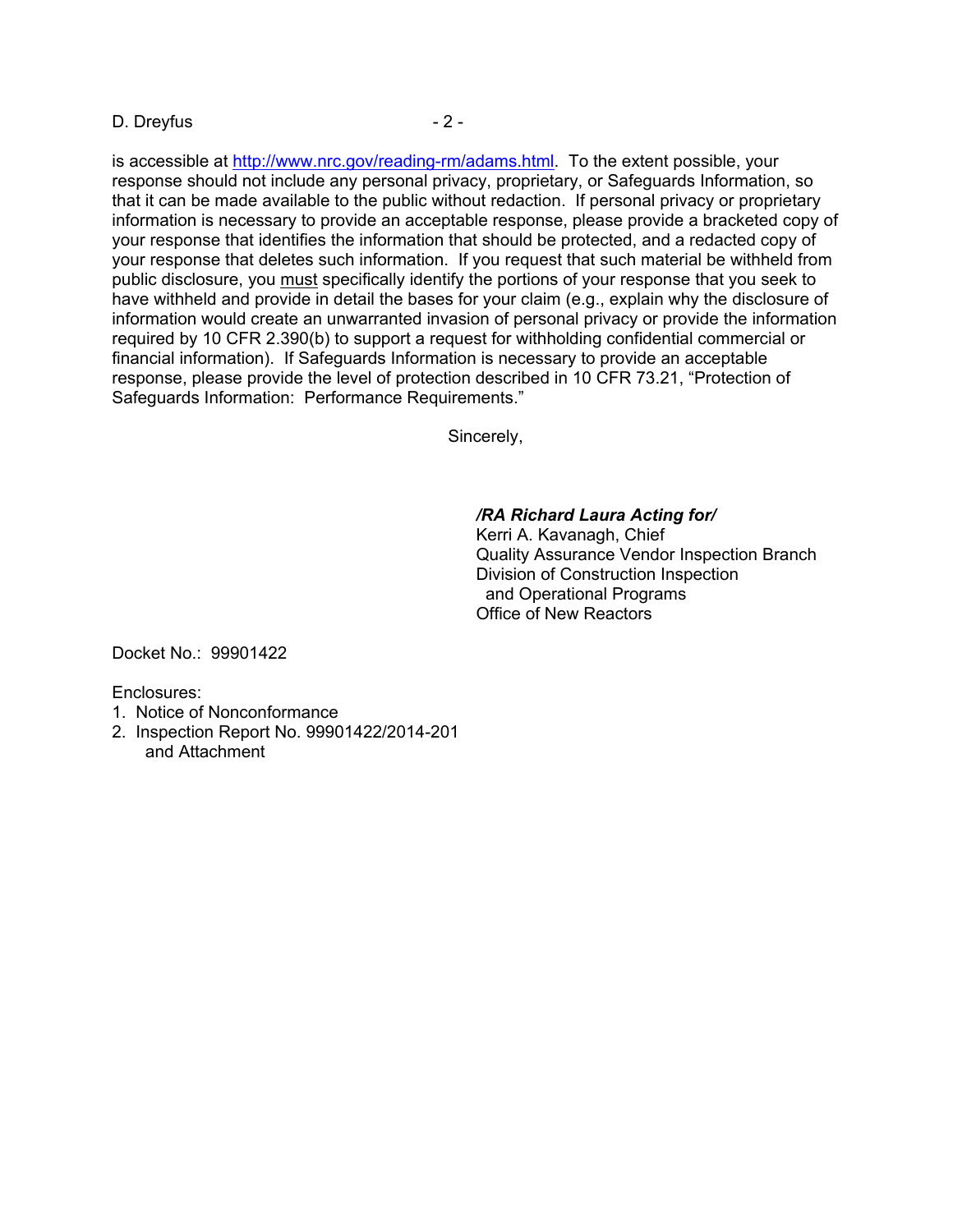is accessible at http://www.nrc.gov/reading-rm/adams.html. To the extent possible, your response should not include any personal privacy, proprietary, or Safeguards Information, so that it can be made available to the public without redaction. If personal privacy or proprietary information is necessary to provide an acceptable response, please provide a bracketed copy of your response that identifies the information that should be protected, and a redacted copy of your response that deletes such information. If you request that such material be withheld from public disclosure, you must specifically identify the portions of your response that you seek to have withheld and provide in detail the bases for your claim (e.g., explain why the disclosure of information would create an unwarranted invasion of personal privacy or provide the information required by 10 CFR 2.390(b) to support a request for withholding confidential commercial or financial information). If Safeguards Information is necessary to provide an acceptable response, please provide the level of protection described in 10 CFR 73.21, "Protection of Safeguards Information: Performance Requirements."

Sincerely,

***/RA Richard Laura Acting for/***  
Kerri A. Kavanagh, Chief  
Quality Assurance Vendor Inspection Branch  
Division of Construction Inspection  
and Operational Programs  
Office of New Reactors

Docket No.: 99901422

Enclosures:
1. Notice of Nonconformance
2. Inspection Report No. 99901422/2014-201 and Attachment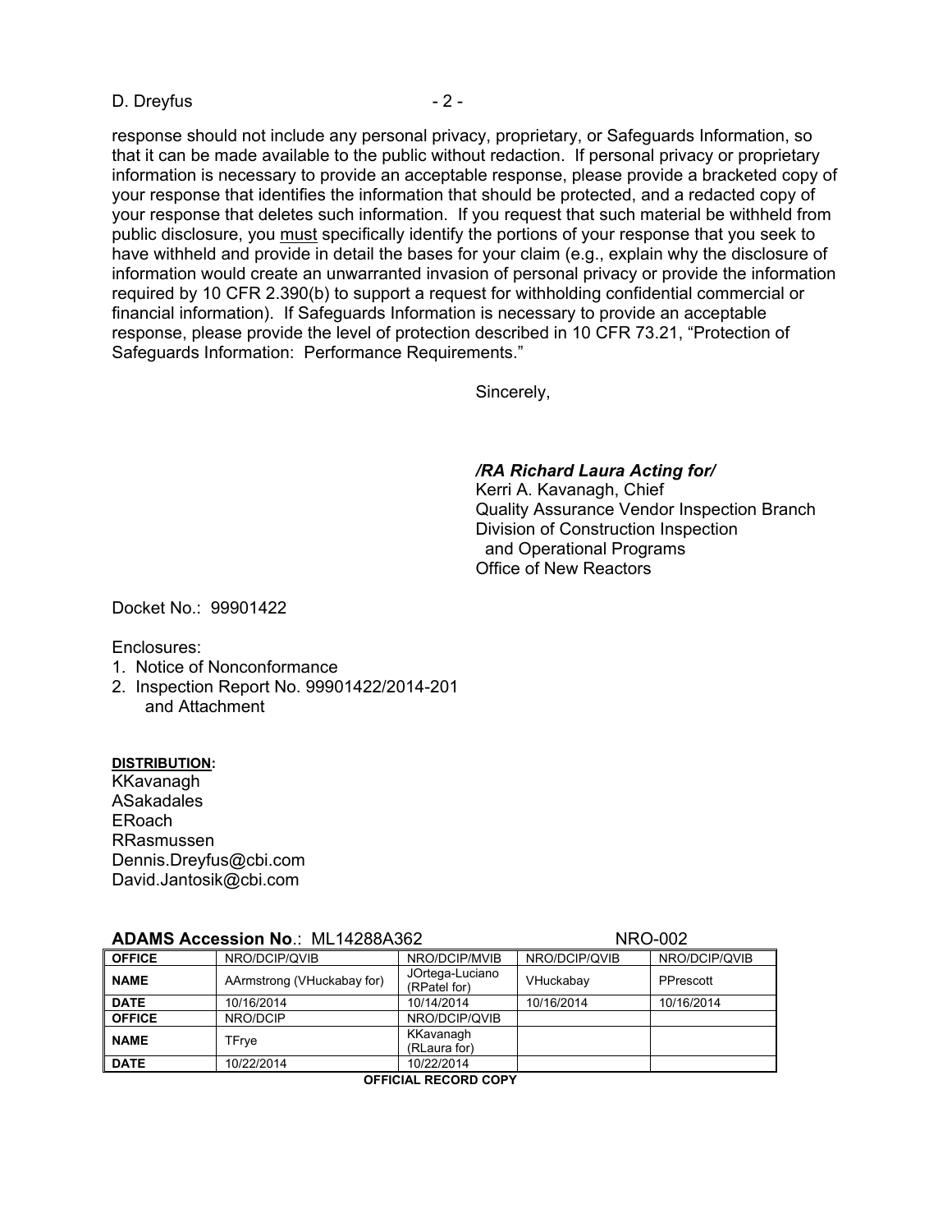response should not include any personal privacy, proprietary, or Safeguards Information, so that it can be made available to the public without redaction. If personal privacy or proprietary information is necessary to provide an acceptable response, please provide a bracketed copy of your response that identifies the information that should be protected, and a redacted copy of your response that deletes such information. If you request that such material be withheld from public disclosure, you must specifically identify the portions of your response that you seek to have withheld and provide in detail the bases for your claim (e.g., explain why the disclosure of information would create an unwarranted invasion of personal privacy or provide the information required by 10 CFR 2.390(b) to support a request for withholding confidential commercial or financial information). If Safeguards Information is necessary to provide an acceptable response, please provide the level of protection described in 10 CFR 73.21, "Protection of Safeguards Information: Performance Requirements."

Sincerely,

***/RA Richard Laura Acting for/***
Kerri A. Kavanagh, Chief
Quality Assurance Vendor Inspection Branch
Division of Construction Inspection
and Operational Programs
Office of New Reactors

Docket No.: 99901422

Enclosures:
1. Notice of Nonconformance
2. Inspection Report No. 99901422/2014-201 and Attachment

**DISTRIBUTION:**
KKavanagh
ASakadales
ERoach
RRasmussen
Dennis.Dreyfus@cbi.com
David.Jantosik@cbi.com

**ADAMS Accession No**.: ML14288A362 NRO-002

| **OFFICE** | NRO/DCIP/QVIB | NRO/DCIP/MVIB | NRO/DCIP/QVIB | NRO/DCIP/QVIB |
|---|---|---|---|---|
| **NAME** | AArmstrong (VHuckabay for) | JOrtega-Luciano (RPatel for) | VHuckabay | PPrescott |
| **DATE** | 10/16/2014 | 10/14/2014 | 10/16/2014 | 10/16/2014 |
| **OFFICE** | NRO/DCIP | NRO/DCIP/QVIB | | |
| **NAME** | TFrye | KKavanagh (RLaura for) | | |
| **DATE** | 10/22/2014 | 10/22/2014 | | |

**OFFICIAL RECORD COPY**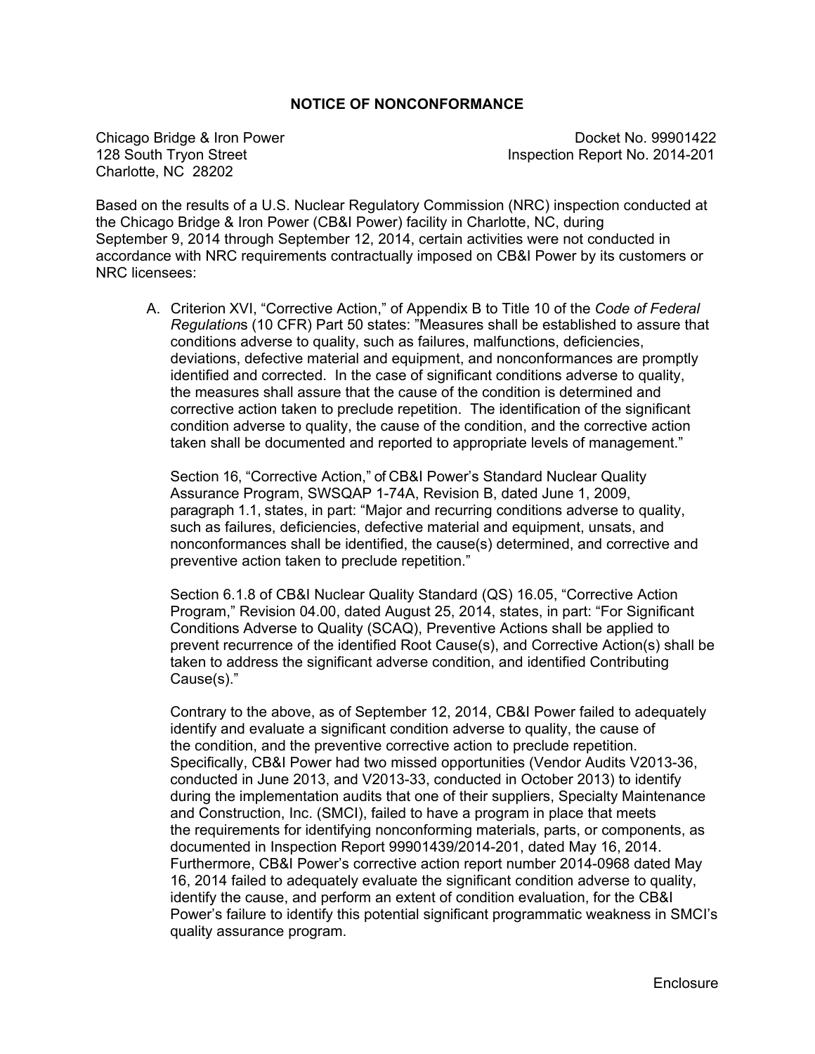## NOTICE OF NONCONFORMANCE

Chicago Bridge & Iron Power
128 South Tryon Street
Charlotte, NC 28202

Docket No. 99901422
Inspection Report No. 2014-201

Based on the results of a U.S. Nuclear Regulatory Commission (NRC) inspection conducted at the Chicago Bridge & Iron Power (CB&I Power) facility in Charlotte, NC, during September 9, 2014 through September 12, 2014, certain activities were not conducted in accordance with NRC requirements contractually imposed on CB&I Power by its customers or NRC licensees:

A. Criterion XVI, "Corrective Action," of Appendix B to Title 10 of the *Code of Federal Regulation*s (10 CFR) Part 50 states: "Measures shall be established to assure that conditions adverse to quality, such as failures, malfunctions, deficiencies, deviations, defective material and equipment, and nonconformances are promptly identified and corrected. In the case of significant conditions adverse to quality, the measures shall assure that the cause of the condition is determined and corrective action taken to preclude repetition. The identification of the significant condition adverse to quality, the cause of the condition, and the corrective action taken shall be documented and reported to appropriate levels of management."

   Section 16, "Corrective Action," of CB&I Power's Standard Nuclear Quality Assurance Program, SWSQAP 1-74A, Revision B, dated June 1, 2009, paragraph 1.1, states, in part: "Major and recurring conditions adverse to quality, such as failures, deficiencies, defective material and equipment, unsats, and nonconformances shall be identified, the cause(s) determined, and corrective and preventive action taken to preclude repetition."

   Section 6.1.8 of CB&I Nuclear Quality Standard (QS) 16.05, "Corrective Action Program," Revision 04.00, dated August 25, 2014, states, in part: "For Significant Conditions Adverse to Quality (SCAQ), Preventive Actions shall be applied to prevent recurrence of the identified Root Cause(s), and Corrective Action(s) shall be taken to address the significant adverse condition, and identified Contributing Cause(s)."

   Contrary to the above, as of September 12, 2014, CB&I Power failed to adequately identify and evaluate a significant condition adverse to quality, the cause of the condition, and the preventive corrective action to preclude repetition. Specifically, CB&I Power had two missed opportunities (Vendor Audits V2013-36, conducted in June 2013, and V2013-33, conducted in October 2013) to identify during the implementation audits that one of their suppliers, Specialty Maintenance and Construction, Inc. (SMCI), failed to have a program in place that meets the requirements for identifying nonconforming materials, parts, or components, as documented in Inspection Report 99901439/2014-201, dated May 16, 2014. Furthermore, CB&I Power's corrective action report number 2014-0968 dated May 16, 2014 failed to adequately evaluate the significant condition adverse to quality, identify the cause, and perform an extent of condition evaluation, for the CB&I Power's failure to identify this potential significant programmatic weakness in SMCI's quality assurance program.

Enclosure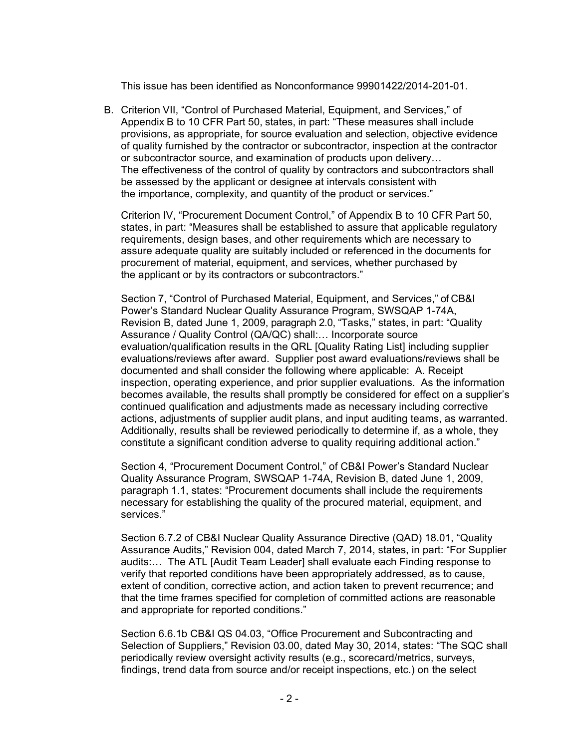This issue has been identified as Nonconformance 99901422/2014-201-01.

B. Criterion VII, "Control of Purchased Material, Equipment, and Services," of Appendix B to 10 CFR Part 50, states, in part: "These measures shall include provisions, as appropriate, for source evaluation and selection, objective evidence of quality furnished by the contractor or subcontractor, inspection at the contractor or subcontractor source, and examination of products upon delivery… The effectiveness of the control of quality by contractors and subcontractors shall be assessed by the applicant or designee at intervals consistent with the importance, complexity, and quantity of the product or services."

   Criterion IV, "Procurement Document Control," of Appendix B to 10 CFR Part 50, states, in part: "Measures shall be established to assure that applicable regulatory requirements, design bases, and other requirements which are necessary to assure adequate quality are suitably included or referenced in the documents for procurement of material, equipment, and services, whether purchased by the applicant or by its contractors or subcontractors."

   Section 7, "Control of Purchased Material, Equipment, and Services," of CB&I Power's Standard Nuclear Quality Assurance Program, SWSQAP 1-74A, Revision B, dated June 1, 2009, paragraph 2.0, "Tasks," states, in part: "Quality Assurance / Quality Control (QA/QC) shall:… Incorporate source evaluation/qualification results in the QRL [Quality Rating List] including supplier evaluations/reviews after award. Supplier post award evaluations/reviews shall be documented and shall consider the following where applicable: A. Receipt inspection, operating experience, and prior supplier evaluations. As the information becomes available, the results shall promptly be considered for effect on a supplier's continued qualification and adjustments made as necessary including corrective actions, adjustments of supplier audit plans, and input auditing teams, as warranted. Additionally, results shall be reviewed periodically to determine if, as a whole, they constitute a significant condition adverse to quality requiring additional action."

   Section 4, "Procurement Document Control," of CB&I Power's Standard Nuclear Quality Assurance Program, SWSQAP 1-74A, Revision B, dated June 1, 2009, paragraph 1.1, states: "Procurement documents shall include the requirements necessary for establishing the quality of the procured material, equipment, and services."

   Section 6.7.2 of CB&I Nuclear Quality Assurance Directive (QAD) 18.01, "Quality Assurance Audits," Revision 004, dated March 7, 2014, states, in part: "For Supplier audits:… The ATL [Audit Team Leader] shall evaluate each Finding response to verify that reported conditions have been appropriately addressed, as to cause, extent of condition, corrective action, and action taken to prevent recurrence; and that the time frames specified for completion of committed actions are reasonable and appropriate for reported conditions."

   Section 6.6.1b CB&I QS 04.03, "Office Procurement and Subcontracting and Selection of Suppliers," Revision 03.00, dated May 30, 2014, states: "The SQC shall periodically review oversight activity results (e.g., scorecard/metrics, surveys, findings, trend data from source and/or receipt inspections, etc.) on the select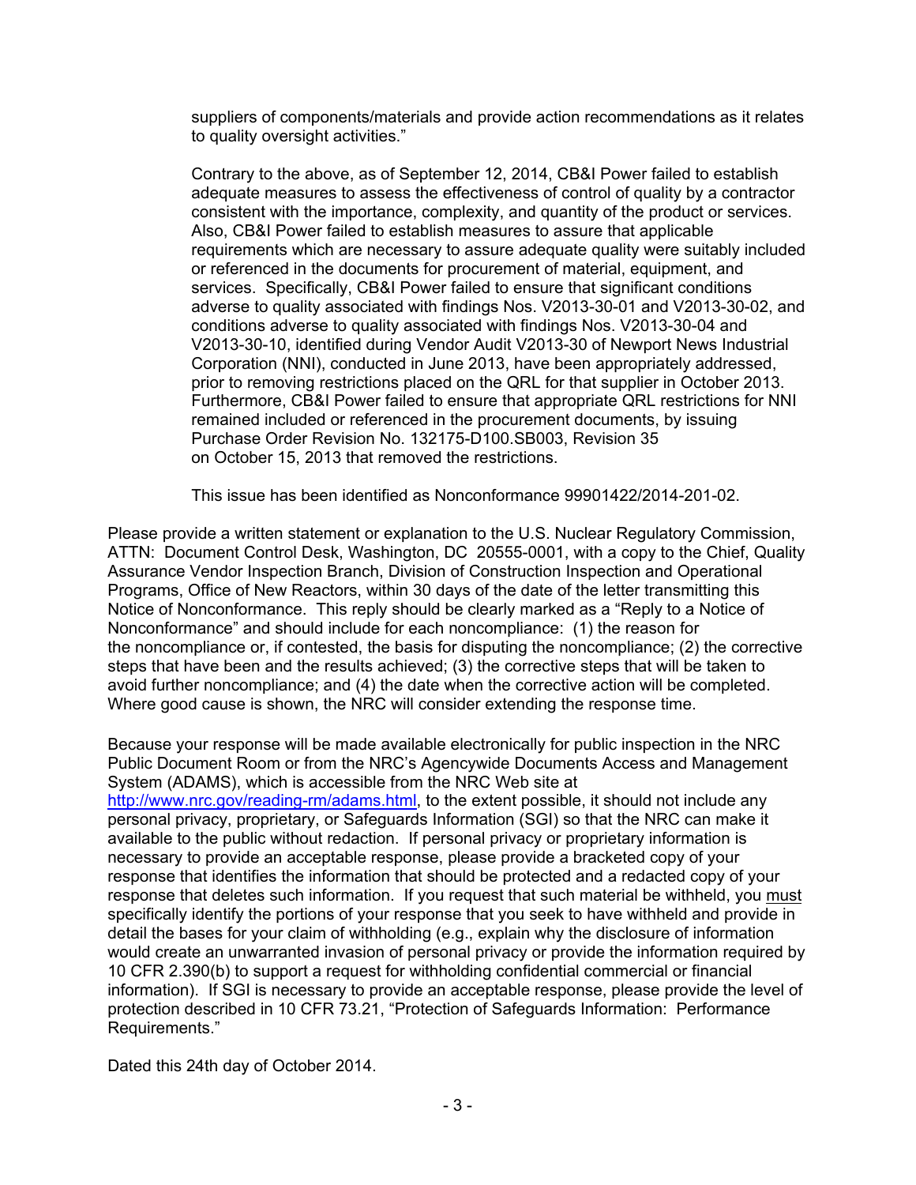suppliers of components/materials and provide action recommendations as it relates to quality oversight activities."

Contrary to the above, as of September 12, 2014, CB&I Power failed to establish adequate measures to assess the effectiveness of control of quality by a contractor consistent with the importance, complexity, and quantity of the product or services. Also, CB&I Power failed to establish measures to assure that applicable requirements which are necessary to assure adequate quality were suitably included or referenced in the documents for procurement of material, equipment, and services. Specifically, CB&I Power failed to ensure that significant conditions adverse to quality associated with findings Nos. V2013-30-01 and V2013-30-02, and conditions adverse to quality associated with findings Nos. V2013-30-04 and V2013-30-10, identified during Vendor Audit V2013-30 of Newport News Industrial Corporation (NNI), conducted in June 2013, have been appropriately addressed, prior to removing restrictions placed on the QRL for that supplier in October 2013. Furthermore, CB&I Power failed to ensure that appropriate QRL restrictions for NNI remained included or referenced in the procurement documents, by issuing Purchase Order Revision No. 132175-D100.SB003, Revision 35 on October 15, 2013 that removed the restrictions.

This issue has been identified as Nonconformance 99901422/2014-201-02.

Please provide a written statement or explanation to the U.S. Nuclear Regulatory Commission, ATTN: Document Control Desk, Washington, DC 20555-0001, with a copy to the Chief, Quality Assurance Vendor Inspection Branch, Division of Construction Inspection and Operational Programs, Office of New Reactors, within 30 days of the date of the letter transmitting this Notice of Nonconformance. This reply should be clearly marked as a "Reply to a Notice of Nonconformance" and should include for each noncompliance: (1) the reason for the noncompliance or, if contested, the basis for disputing the noncompliance; (2) the corrective steps that have been and the results achieved; (3) the corrective steps that will be taken to avoid further noncompliance; and (4) the date when the corrective action will be completed. Where good cause is shown, the NRC will consider extending the response time.

Because your response will be made available electronically for public inspection in the NRC Public Document Room or from the NRC's Agencywide Documents Access and Management System (ADAMS), which is accessible from the NRC Web site at http://www.nrc.gov/reading-rm/adams.html, to the extent possible, it should not include any personal privacy, proprietary, or Safeguards Information (SGI) so that the NRC can make it available to the public without redaction. If personal privacy or proprietary information is necessary to provide an acceptable response, please provide a bracketed copy of your response that identifies the information that should be protected and a redacted copy of your response that deletes such information. If you request that such material be withheld, you must specifically identify the portions of your response that you seek to have withheld and provide in detail the bases for your claim of withholding (e.g., explain why the disclosure of information would create an unwarranted invasion of personal privacy or provide the information required by 10 CFR 2.390(b) to support a request for withholding confidential commercial or financial information). If SGI is necessary to provide an acceptable response, please provide the level of protection described in 10 CFR 73.21, "Protection of Safeguards Information: Performance Requirements."

Dated this 24th day of October 2014.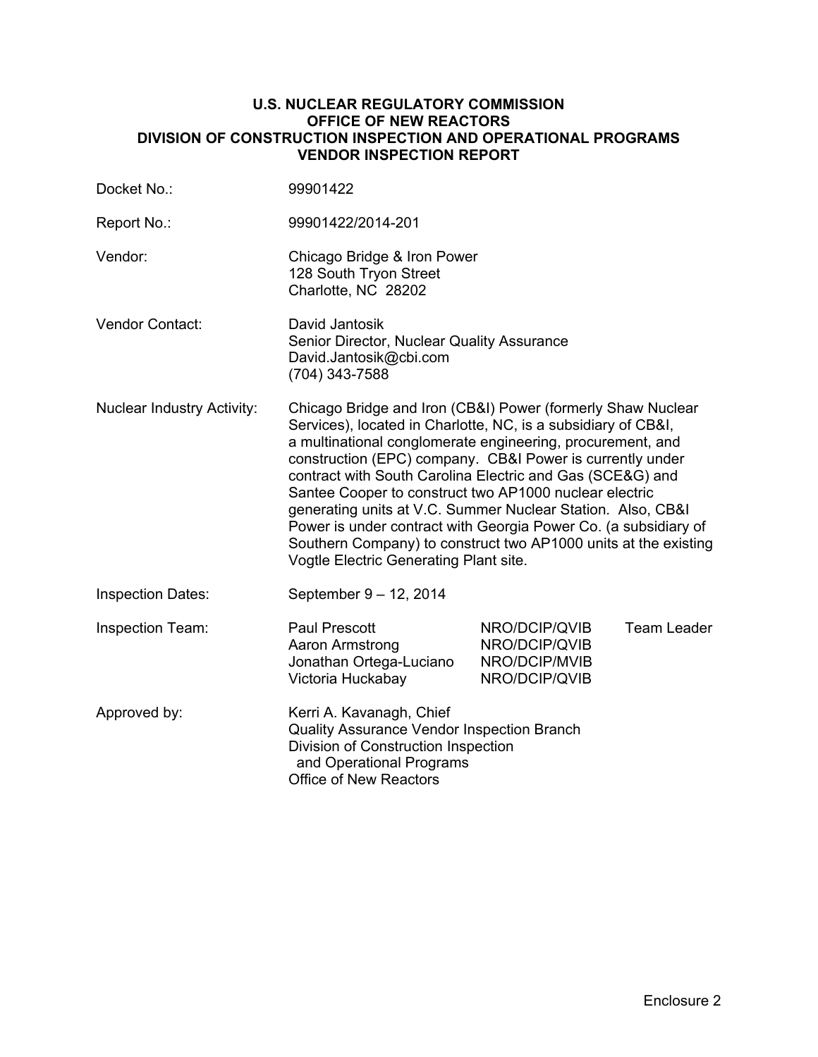**U.S. NUCLEAR REGULATORY COMMISSION**
**OFFICE OF NEW REACTORS**
**DIVISION OF CONSTRUCTION INSPECTION AND OPERATIONAL PROGRAMS**
**VENDOR INSPECTION REPORT**

| | |
|---|---|
| Docket No.: | 99901422 |
| Report No.: | 99901422/2014-201 |
| Vendor: | Chicago Bridge & Iron Power<br>128 South Tryon Street<br>Charlotte, NC 28202 |
| Vendor Contact: | David Jantosik<br>Senior Director, Nuclear Quality Assurance<br>David.Jantosik@cbi.com<br>(704) 343-7588 |
| Nuclear Industry Activity: | Chicago Bridge and Iron (CB&I) Power (formerly Shaw Nuclear Services), located in Charlotte, NC, is a subsidiary of CB&I, a multinational conglomerate engineering, procurement, and construction (EPC) company. CB&I Power is currently under contract with South Carolina Electric and Gas (SCE&G) and Santee Cooper to construct two AP1000 nuclear electric generating units at V.C. Summer Nuclear Station. Also, CB&I Power is under contract with Georgia Power Co. (a subsidiary of Southern Company) to construct two AP1000 units at the existing Vogtle Electric Generating Plant site. |
| Inspection Dates: | September 9 – 12, 2014 |

| Inspection Team: | | | |
|---|---|---|---|
| | Paul Prescott | NRO/DCIP/QVIB | Team Leader |
| | Aaron Armstrong | NRO/DCIP/QVIB | |
| | Jonathan Ortega-Luciano | NRO/DCIP/MVIB | |
| | Victoria Huckabay | NRO/DCIP/QVIB | |

| | |
|---|---|
| Approved by: | Kerri A. Kavanagh, Chief<br>Quality Assurance Vendor Inspection Branch<br>Division of Construction Inspection and Operational Programs<br>Office of New Reactors |

Enclosure 2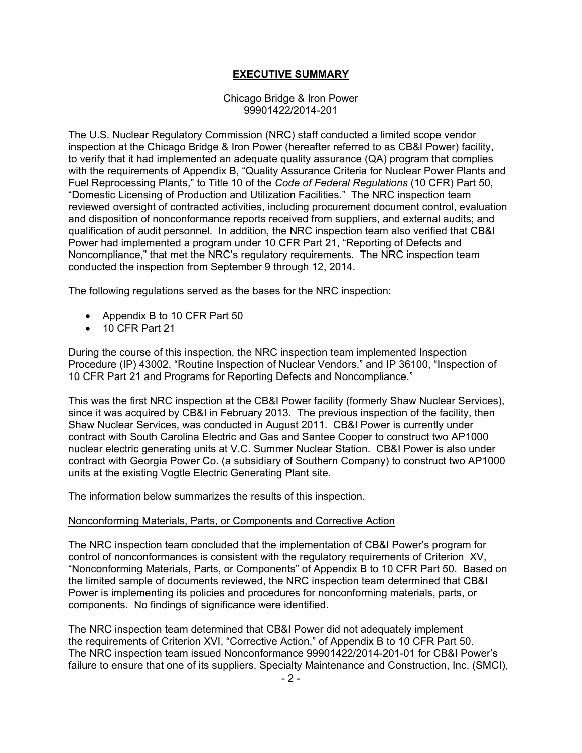# EXECUTIVE SUMMARY

Chicago Bridge & Iron Power
99901422/2014-201

The U.S. Nuclear Regulatory Commission (NRC) staff conducted a limited scope vendor inspection at the Chicago Bridge & Iron Power (hereafter referred to as CB&I Power) facility, to verify that it had implemented an adequate quality assurance (QA) program that complies with the requirements of Appendix B, "Quality Assurance Criteria for Nuclear Power Plants and Fuel Reprocessing Plants," to Title 10 of the *Code of Federal Regulations* (10 CFR) Part 50, "Domestic Licensing of Production and Utilization Facilities." The NRC inspection team reviewed oversight of contracted activities, including procurement document control, evaluation and disposition of nonconformance reports received from suppliers, and external audits; and qualification of audit personnel. In addition, the NRC inspection team also verified that CB&I Power had implemented a program under 10 CFR Part 21, "Reporting of Defects and Noncompliance," that met the NRC's regulatory requirements. The NRC inspection team conducted the inspection from September 9 through 12, 2014.

The following regulations served as the bases for the NRC inspection:

- Appendix B to 10 CFR Part 50
- 10 CFR Part 21

During the course of this inspection, the NRC inspection team implemented Inspection Procedure (IP) 43002, "Routine Inspection of Nuclear Vendors," and IP 36100, "Inspection of 10 CFR Part 21 and Programs for Reporting Defects and Noncompliance."

This was the first NRC inspection at the CB&I Power facility (formerly Shaw Nuclear Services), since it was acquired by CB&I in February 2013. The previous inspection of the facility, then Shaw Nuclear Services, was conducted in August 2011. CB&I Power is currently under contract with South Carolina Electric and Gas and Santee Cooper to construct two AP1000 nuclear electric generating units at V.C. Summer Nuclear Station. CB&I Power is also under contract with Georgia Power Co. (a subsidiary of Southern Company) to construct two AP1000 units at the existing Vogtle Electric Generating Plant site.

The information below summarizes the results of this inspection.

Nonconforming Materials, Parts, or Components and Corrective Action

The NRC inspection team concluded that the implementation of CB&I Power's program for control of nonconformances is consistent with the regulatory requirements of Criterion XV, "Nonconforming Materials, Parts, or Components" of Appendix B to 10 CFR Part 50. Based on the limited sample of documents reviewed, the NRC inspection team determined that CB&I Power is implementing its policies and procedures for nonconforming materials, parts, or components. No findings of significance were identified.

The NRC inspection team determined that CB&I Power did not adequately implement the requirements of Criterion XVI, "Corrective Action," of Appendix B to 10 CFR Part 50. The NRC inspection team issued Nonconformance 99901422/2014-201-01 for CB&I Power's failure to ensure that one of its suppliers, Specialty Maintenance and Construction, Inc. (SMCI),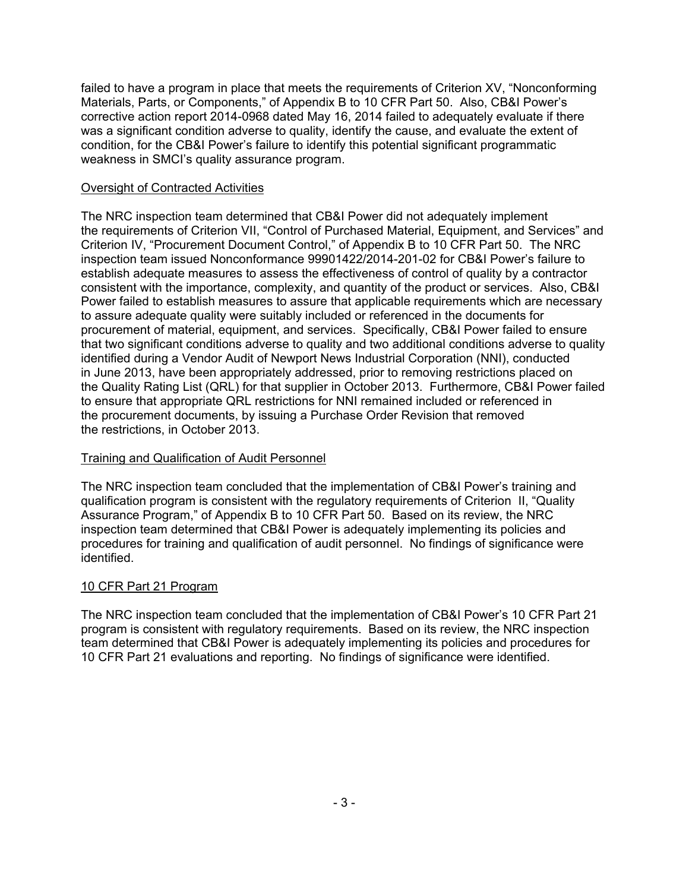failed to have a program in place that meets the requirements of Criterion XV, "Nonconforming Materials, Parts, or Components," of Appendix B to 10 CFR Part 50. Also, CB&I Power's corrective action report 2014-0968 dated May 16, 2014 failed to adequately evaluate if there was a significant condition adverse to quality, identify the cause, and evaluate the extent of condition, for the CB&I Power's failure to identify this potential significant programmatic weakness in SMCI's quality assurance program.

## Oversight of Contracted Activities

The NRC inspection team determined that CB&I Power did not adequately implement the requirements of Criterion VII, "Control of Purchased Material, Equipment, and Services" and Criterion IV, "Procurement Document Control," of Appendix B to 10 CFR Part 50. The NRC inspection team issued Nonconformance 99901422/2014-201-02 for CB&I Power's failure to establish adequate measures to assess the effectiveness of control of quality by a contractor consistent with the importance, complexity, and quantity of the product or services. Also, CB&I Power failed to establish measures to assure that applicable requirements which are necessary to assure adequate quality were suitably included or referenced in the documents for procurement of material, equipment, and services. Specifically, CB&I Power failed to ensure that two significant conditions adverse to quality and two additional conditions adverse to quality identified during a Vendor Audit of Newport News Industrial Corporation (NNI), conducted in June 2013, have been appropriately addressed, prior to removing restrictions placed on the Quality Rating List (QRL) for that supplier in October 2013. Furthermore, CB&I Power failed to ensure that appropriate QRL restrictions for NNI remained included or referenced in the procurement documents, by issuing a Purchase Order Revision that removed the restrictions, in October 2013.

## Training and Qualification of Audit Personnel

The NRC inspection team concluded that the implementation of CB&I Power's training and qualification program is consistent with the regulatory requirements of Criterion II, "Quality Assurance Program," of Appendix B to 10 CFR Part 50. Based on its review, the NRC inspection team determined that CB&I Power is adequately implementing its policies and procedures for training and qualification of audit personnel. No findings of significance were identified.

## 10 CFR Part 21 Program

The NRC inspection team concluded that the implementation of CB&I Power's 10 CFR Part 21 program is consistent with regulatory requirements. Based on its review, the NRC inspection team determined that CB&I Power is adequately implementing its policies and procedures for 10 CFR Part 21 evaluations and reporting. No findings of significance were identified.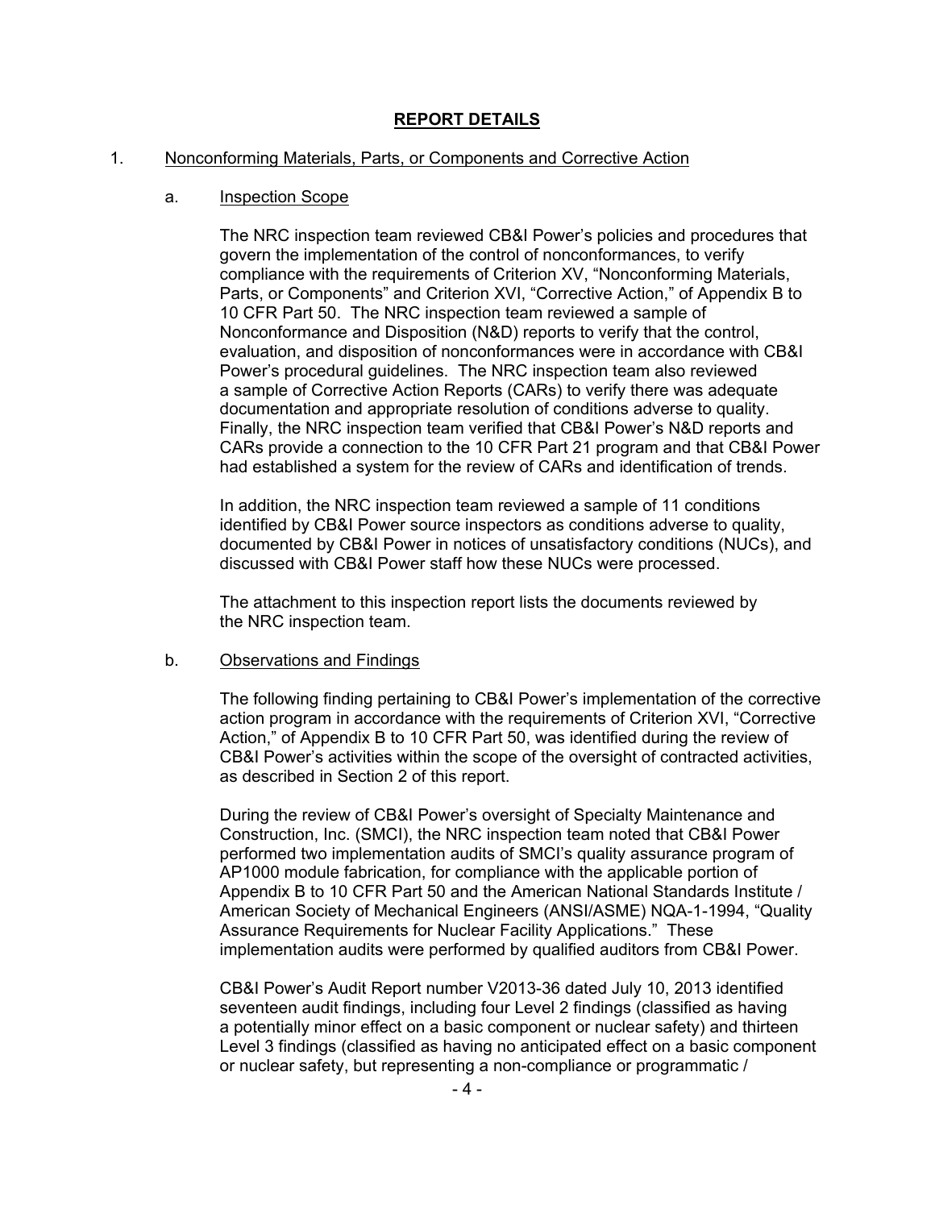## REPORT DETAILS

1. Nonconforming Materials, Parts, or Components and Corrective Action

   a. Inspection Scope

   The NRC inspection team reviewed CB&I Power's policies and procedures that govern the implementation of the control of nonconformances, to verify compliance with the requirements of Criterion XV, "Nonconforming Materials, Parts, or Components" and Criterion XVI, "Corrective Action," of Appendix B to 10 CFR Part 50. The NRC inspection team reviewed a sample of Nonconformance and Disposition (N&D) reports to verify that the control, evaluation, and disposition of nonconformances were in accordance with CB&I Power's procedural guidelines. The NRC inspection team also reviewed a sample of Corrective Action Reports (CARs) to verify there was adequate documentation and appropriate resolution of conditions adverse to quality. Finally, the NRC inspection team verified that CB&I Power's N&D reports and CARs provide a connection to the 10 CFR Part 21 program and that CB&I Power had established a system for the review of CARs and identification of trends.

   In addition, the NRC inspection team reviewed a sample of 11 conditions identified by CB&I Power source inspectors as conditions adverse to quality, documented by CB&I Power in notices of unsatisfactory conditions (NUCs), and discussed with CB&I Power staff how these NUCs were processed.

   The attachment to this inspection report lists the documents reviewed by the NRC inspection team.

   b. Observations and Findings

   The following finding pertaining to CB&I Power's implementation of the corrective action program in accordance with the requirements of Criterion XVI, "Corrective Action," of Appendix B to 10 CFR Part 50, was identified during the review of CB&I Power's activities within the scope of the oversight of contracted activities, as described in Section 2 of this report.

   During the review of CB&I Power's oversight of Specialty Maintenance and Construction, Inc. (SMCI), the NRC inspection team noted that CB&I Power performed two implementation audits of SMCI's quality assurance program of AP1000 module fabrication, for compliance with the applicable portion of Appendix B to 10 CFR Part 50 and the American National Standards Institute / American Society of Mechanical Engineers (ANSI/ASME) NQA-1-1994, "Quality Assurance Requirements for Nuclear Facility Applications." These implementation audits were performed by qualified auditors from CB&I Power.

   CB&I Power's Audit Report number V2013-36 dated July 10, 2013 identified seventeen audit findings, including four Level 2 findings (classified as having a potentially minor effect on a basic component or nuclear safety) and thirteen Level 3 findings (classified as having no anticipated effect on a basic component or nuclear safety, but representing a non-compliance or programmatic /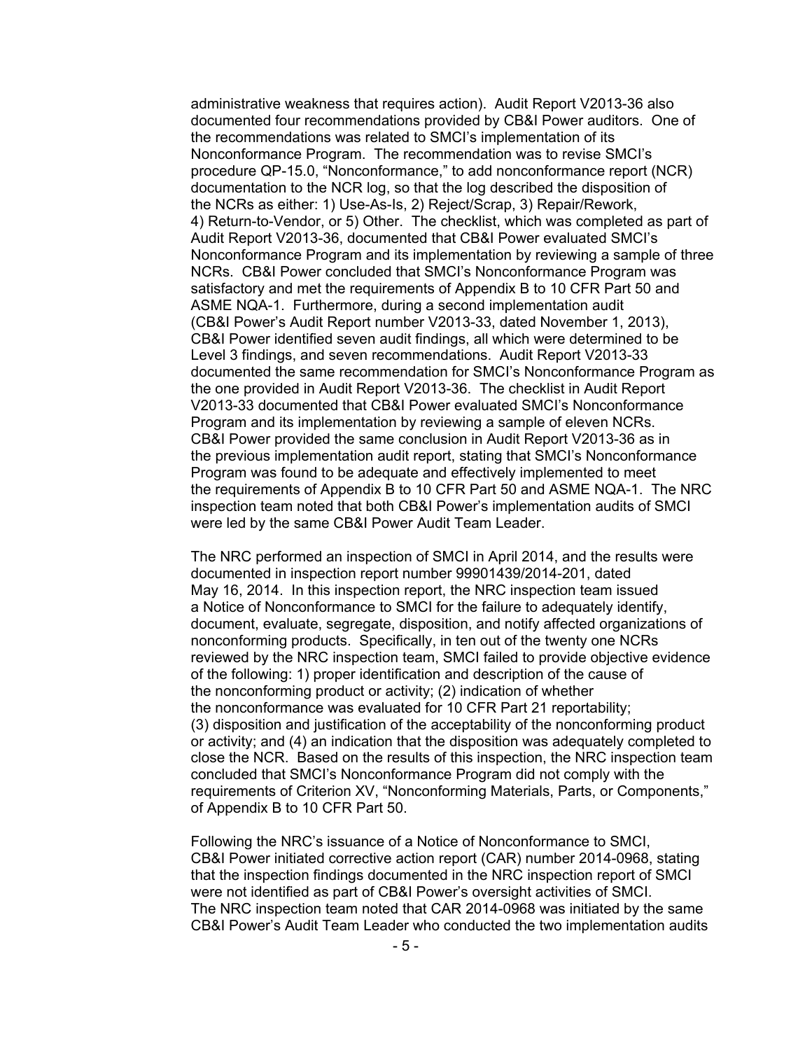administrative weakness that requires action). Audit Report V2013-36 also documented four recommendations provided by CB&I Power auditors. One of the recommendations was related to SMCI's implementation of its Nonconformance Program. The recommendation was to revise SMCI's procedure QP-15.0, "Nonconformance," to add nonconformance report (NCR) documentation to the NCR log, so that the log described the disposition of the NCRs as either: 1) Use-As-Is, 2) Reject/Scrap, 3) Repair/Rework, 4) Return-to-Vendor, or 5) Other. The checklist, which was completed as part of Audit Report V2013-36, documented that CB&I Power evaluated SMCI's Nonconformance Program and its implementation by reviewing a sample of three NCRs. CB&I Power concluded that SMCI's Nonconformance Program was satisfactory and met the requirements of Appendix B to 10 CFR Part 50 and ASME NQA-1. Furthermore, during a second implementation audit (CB&I Power's Audit Report number V2013-33, dated November 1, 2013), CB&I Power identified seven audit findings, all which were determined to be Level 3 findings, and seven recommendations. Audit Report V2013-33 documented the same recommendation for SMCI's Nonconformance Program as the one provided in Audit Report V2013-36. The checklist in Audit Report V2013-33 documented that CB&I Power evaluated SMCI's Nonconformance Program and its implementation by reviewing a sample of eleven NCRs. CB&I Power provided the same conclusion in Audit Report V2013-36 as in the previous implementation audit report, stating that SMCI's Nonconformance Program was found to be adequate and effectively implemented to meet the requirements of Appendix B to 10 CFR Part 50 and ASME NQA-1. The NRC inspection team noted that both CB&I Power's implementation audits of SMCI were led by the same CB&I Power Audit Team Leader.

The NRC performed an inspection of SMCI in April 2014, and the results were documented in inspection report number 99901439/2014-201, dated May 16, 2014. In this inspection report, the NRC inspection team issued a Notice of Nonconformance to SMCI for the failure to adequately identify, document, evaluate, segregate, disposition, and notify affected organizations of nonconforming products. Specifically, in ten out of the twenty one NCRs reviewed by the NRC inspection team, SMCI failed to provide objective evidence of the following: 1) proper identification and description of the cause of the nonconforming product or activity; (2) indication of whether the nonconformance was evaluated for 10 CFR Part 21 reportability; (3) disposition and justification of the acceptability of the nonconforming product or activity; and (4) an indication that the disposition was adequately completed to close the NCR. Based on the results of this inspection, the NRC inspection team concluded that SMCI's Nonconformance Program did not comply with the requirements of Criterion XV, "Nonconforming Materials, Parts, or Components," of Appendix B to 10 CFR Part 50.

Following the NRC's issuance of a Notice of Nonconformance to SMCI, CB&I Power initiated corrective action report (CAR) number 2014-0968, stating that the inspection findings documented in the NRC inspection report of SMCI were not identified as part of CB&I Power's oversight activities of SMCI. The NRC inspection team noted that CAR 2014-0968 was initiated by the same CB&I Power's Audit Team Leader who conducted the two implementation audits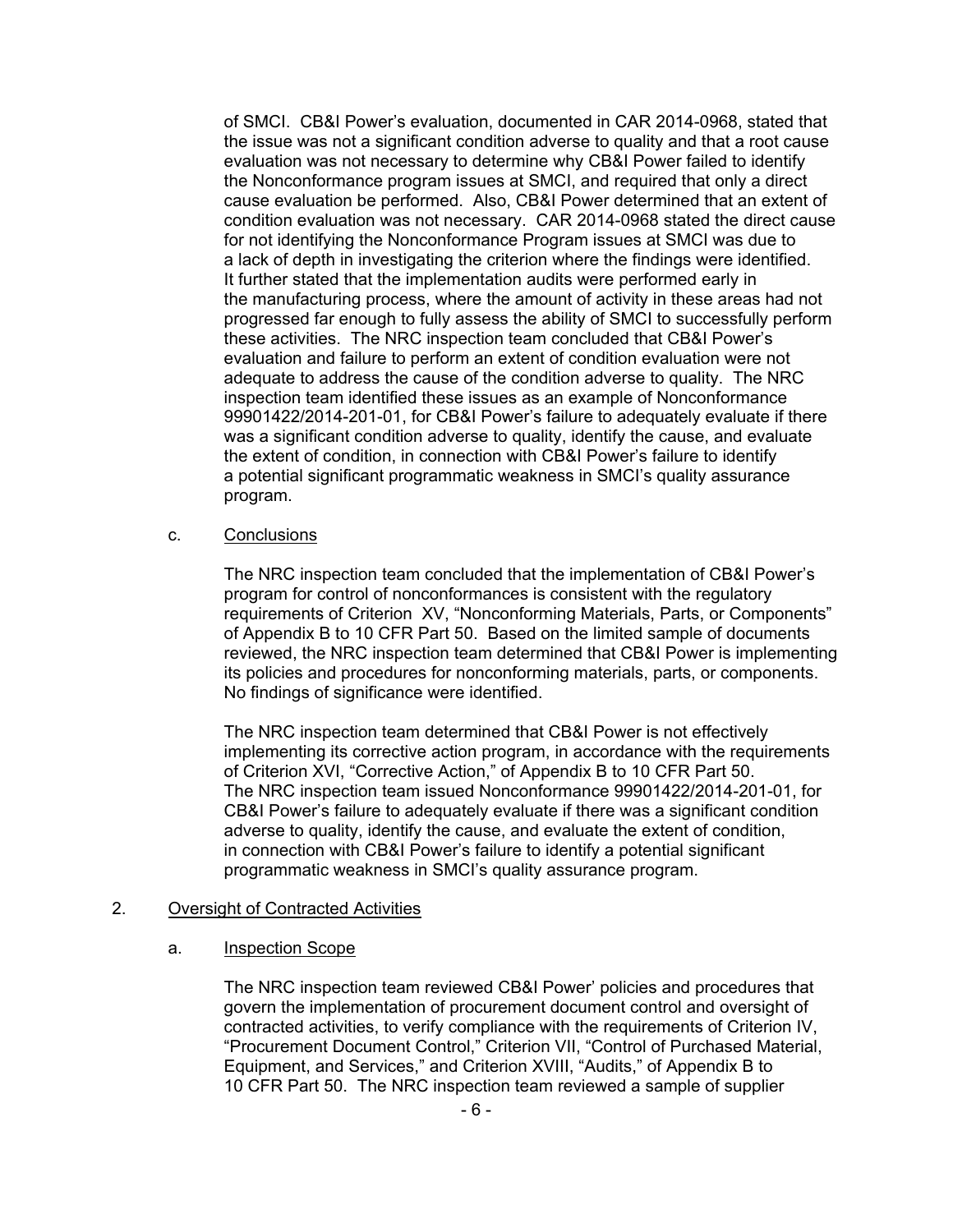of SMCI. CB&I Power's evaluation, documented in CAR 2014-0968, stated that the issue was not a significant condition adverse to quality and that a root cause evaluation was not necessary to determine why CB&I Power failed to identify the Nonconformance program issues at SMCI, and required that only a direct cause evaluation be performed. Also, CB&I Power determined that an extent of condition evaluation was not necessary. CAR 2014-0968 stated the direct cause for not identifying the Nonconformance Program issues at SMCI was due to a lack of depth in investigating the criterion where the findings were identified. It further stated that the implementation audits were performed early in the manufacturing process, where the amount of activity in these areas had not progressed far enough to fully assess the ability of SMCI to successfully perform these activities. The NRC inspection team concluded that CB&I Power's evaluation and failure to perform an extent of condition evaluation were not adequate to address the cause of the condition adverse to quality. The NRC inspection team identified these issues as an example of Nonconformance 99901422/2014-201-01, for CB&I Power's failure to adequately evaluate if there was a significant condition adverse to quality, identify the cause, and evaluate the extent of condition, in connection with CB&I Power's failure to identify a potential significant programmatic weakness in SMCI's quality assurance program.

c. Conclusions

The NRC inspection team concluded that the implementation of CB&I Power's program for control of nonconformances is consistent with the regulatory requirements of Criterion XV, "Nonconforming Materials, Parts, or Components" of Appendix B to 10 CFR Part 50. Based on the limited sample of documents reviewed, the NRC inspection team determined that CB&I Power is implementing its policies and procedures for nonconforming materials, parts, or components. No findings of significance were identified.

The NRC inspection team determined that CB&I Power is not effectively implementing its corrective action program, in accordance with the requirements of Criterion XVI, "Corrective Action," of Appendix B to 10 CFR Part 50. The NRC inspection team issued Nonconformance 99901422/2014-201-01, for CB&I Power's failure to adequately evaluate if there was a significant condition adverse to quality, identify the cause, and evaluate the extent of condition, in connection with CB&I Power's failure to identify a potential significant programmatic weakness in SMCI's quality assurance program.

## 2. Oversight of Contracted Activities

a. Inspection Scope

The NRC inspection team reviewed CB&I Power' policies and procedures that govern the implementation of procurement document control and oversight of contracted activities, to verify compliance with the requirements of Criterion IV, "Procurement Document Control," Criterion VII, "Control of Purchased Material, Equipment, and Services," and Criterion XVIII, "Audits," of Appendix B to 10 CFR Part 50. The NRC inspection team reviewed a sample of supplier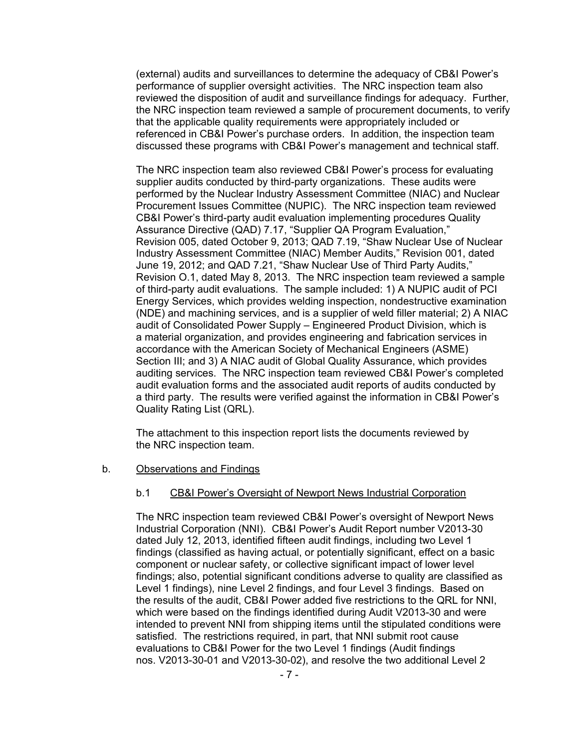(external) audits and surveillances to determine the adequacy of CB&I Power's performance of supplier oversight activities. The NRC inspection team also reviewed the disposition of audit and surveillance findings for adequacy. Further, the NRC inspection team reviewed a sample of procurement documents, to verify that the applicable quality requirements were appropriately included or referenced in CB&I Power's purchase orders. In addition, the inspection team discussed these programs with CB&I Power's management and technical staff.

The NRC inspection team also reviewed CB&I Power's process for evaluating supplier audits conducted by third-party organizations. These audits were performed by the Nuclear Industry Assessment Committee (NIAC) and Nuclear Procurement Issues Committee (NUPIC). The NRC inspection team reviewed CB&I Power's third-party audit evaluation implementing procedures Quality Assurance Directive (QAD) 7.17, "Supplier QA Program Evaluation," Revision 005, dated October 9, 2013; QAD 7.19, "Shaw Nuclear Use of Nuclear Industry Assessment Committee (NIAC) Member Audits," Revision 001, dated June 19, 2012; and QAD 7.21, "Shaw Nuclear Use of Third Party Audits," Revision O.1, dated May 8, 2013. The NRC inspection team reviewed a sample of third-party audit evaluations. The sample included: 1) A NUPIC audit of PCI Energy Services, which provides welding inspection, nondestructive examination (NDE) and machining services, and is a supplier of weld filler material; 2) A NIAC audit of Consolidated Power Supply – Engineered Product Division, which is a material organization, and provides engineering and fabrication services in accordance with the American Society of Mechanical Engineers (ASME) Section III; and 3) A NIAC audit of Global Quality Assurance, which provides auditing services. The NRC inspection team reviewed CB&I Power's completed audit evaluation forms and the associated audit reports of audits conducted by a third party. The results were verified against the information in CB&I Power's Quality Rating List (QRL).

The attachment to this inspection report lists the documents reviewed by the NRC inspection team.

b. Observations and Findings

b.1 CB&I Power's Oversight of Newport News Industrial Corporation

The NRC inspection team reviewed CB&I Power's oversight of Newport News Industrial Corporation (NNI). CB&I Power's Audit Report number V2013-30 dated July 12, 2013, identified fifteen audit findings, including two Level 1 findings (classified as having actual, or potentially significant, effect on a basic component or nuclear safety, or collective significant impact of lower level findings; also, potential significant conditions adverse to quality are classified as Level 1 findings), nine Level 2 findings, and four Level 3 findings. Based on the results of the audit, CB&I Power added five restrictions to the QRL for NNI, which were based on the findings identified during Audit V2013-30 and were intended to prevent NNI from shipping items until the stipulated conditions were satisfied. The restrictions required, in part, that NNI submit root cause evaluations to CB&I Power for the two Level 1 findings (Audit findings nos. V2013-30-01 and V2013-30-02), and resolve the two additional Level 2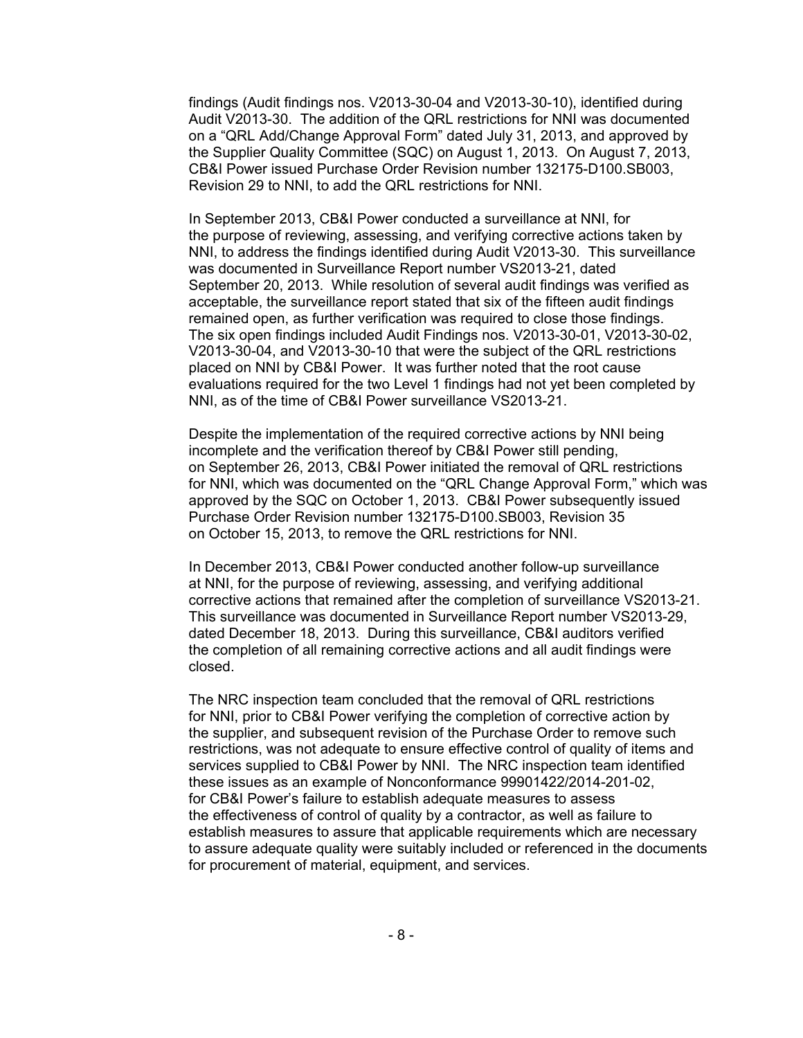findings (Audit findings nos. V2013-30-04 and V2013-30-10), identified during Audit V2013-30. The addition of the QRL restrictions for NNI was documented on a "QRL Add/Change Approval Form" dated July 31, 2013, and approved by the Supplier Quality Committee (SQC) on August 1, 2013. On August 7, 2013, CB&I Power issued Purchase Order Revision number 132175-D100.SB003, Revision 29 to NNI, to add the QRL restrictions for NNI.

In September 2013, CB&I Power conducted a surveillance at NNI, for the purpose of reviewing, assessing, and verifying corrective actions taken by NNI, to address the findings identified during Audit V2013-30. This surveillance was documented in Surveillance Report number VS2013-21, dated September 20, 2013. While resolution of several audit findings was verified as acceptable, the surveillance report stated that six of the fifteen audit findings remained open, as further verification was required to close those findings. The six open findings included Audit Findings nos. V2013-30-01, V2013-30-02, V2013-30-04, and V2013-30-10 that were the subject of the QRL restrictions placed on NNI by CB&I Power. It was further noted that the root cause evaluations required for the two Level 1 findings had not yet been completed by NNI, as of the time of CB&I Power surveillance VS2013-21.

Despite the implementation of the required corrective actions by NNI being incomplete and the verification thereof by CB&I Power still pending, on September 26, 2013, CB&I Power initiated the removal of QRL restrictions for NNI, which was documented on the "QRL Change Approval Form," which was approved by the SQC on October 1, 2013. CB&I Power subsequently issued Purchase Order Revision number 132175-D100.SB003, Revision 35 on October 15, 2013, to remove the QRL restrictions for NNI.

In December 2013, CB&I Power conducted another follow-up surveillance at NNI, for the purpose of reviewing, assessing, and verifying additional corrective actions that remained after the completion of surveillance VS2013-21. This surveillance was documented in Surveillance Report number VS2013-29, dated December 18, 2013. During this surveillance, CB&I auditors verified the completion of all remaining corrective actions and all audit findings were closed.

The NRC inspection team concluded that the removal of QRL restrictions for NNI, prior to CB&I Power verifying the completion of corrective action by the supplier, and subsequent revision of the Purchase Order to remove such restrictions, was not adequate to ensure effective control of quality of items and services supplied to CB&I Power by NNI. The NRC inspection team identified these issues as an example of Nonconformance 99901422/2014-201-02, for CB&I Power's failure to establish adequate measures to assess the effectiveness of control of quality by a contractor, as well as failure to establish measures to assure that applicable requirements which are necessary to assure adequate quality were suitably included or referenced in the documents for procurement of material, equipment, and services.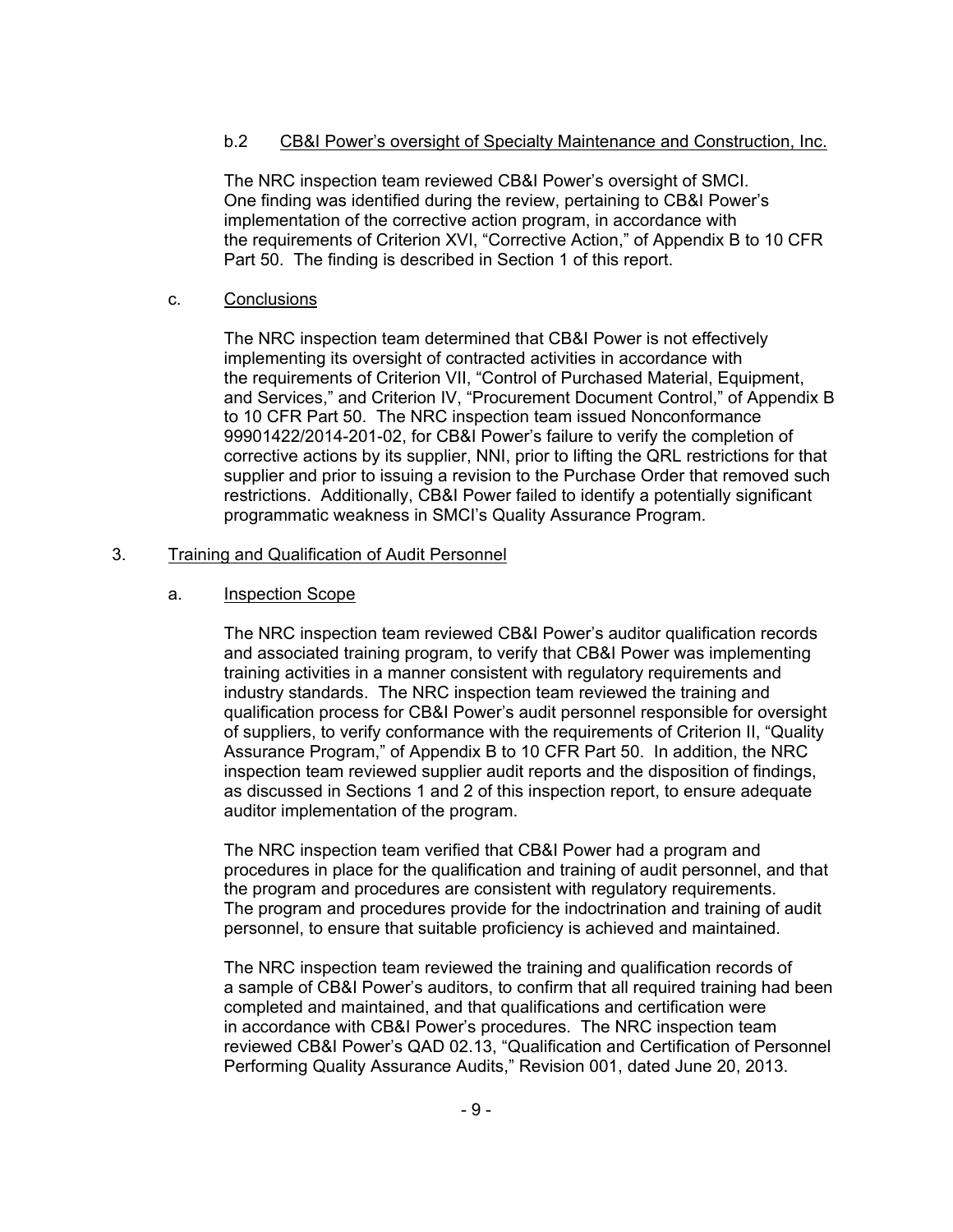#### b.2 CB&I Power's oversight of Specialty Maintenance and Construction, Inc.

The NRC inspection team reviewed CB&I Power's oversight of SMCI. One finding was identified during the review, pertaining to CB&I Power's implementation of the corrective action program, in accordance with the requirements of Criterion XVI, "Corrective Action," of Appendix B to 10 CFR Part 50. The finding is described in Section 1 of this report.

### c. Conclusions

The NRC inspection team determined that CB&I Power is not effectively implementing its oversight of contracted activities in accordance with the requirements of Criterion VII, "Control of Purchased Material, Equipment, and Services," and Criterion IV, "Procurement Document Control," of Appendix B to 10 CFR Part 50. The NRC inspection team issued Nonconformance 99901422/2014-201-02, for CB&I Power's failure to verify the completion of corrective actions by its supplier, NNI, prior to lifting the QRL restrictions for that supplier and prior to issuing a revision to the Purchase Order that removed such restrictions. Additionally, CB&I Power failed to identify a potentially significant programmatic weakness in SMCI's Quality Assurance Program.

## 3. Training and Qualification of Audit Personnel

### a. Inspection Scope

The NRC inspection team reviewed CB&I Power's auditor qualification records and associated training program, to verify that CB&I Power was implementing training activities in a manner consistent with regulatory requirements and industry standards. The NRC inspection team reviewed the training and qualification process for CB&I Power's audit personnel responsible for oversight of suppliers, to verify conformance with the requirements of Criterion II, "Quality Assurance Program," of Appendix B to 10 CFR Part 50. In addition, the NRC inspection team reviewed supplier audit reports and the disposition of findings, as discussed in Sections 1 and 2 of this inspection report, to ensure adequate auditor implementation of the program.

The NRC inspection team verified that CB&I Power had a program and procedures in place for the qualification and training of audit personnel, and that the program and procedures are consistent with regulatory requirements. The program and procedures provide for the indoctrination and training of audit personnel, to ensure that suitable proficiency is achieved and maintained.

The NRC inspection team reviewed the training and qualification records of a sample of CB&I Power's auditors, to confirm that all required training had been completed and maintained, and that qualifications and certification were in accordance with CB&I Power's procedures. The NRC inspection team reviewed CB&I Power's QAD 02.13, "Qualification and Certification of Personnel Performing Quality Assurance Audits," Revision 001, dated June 20, 2013.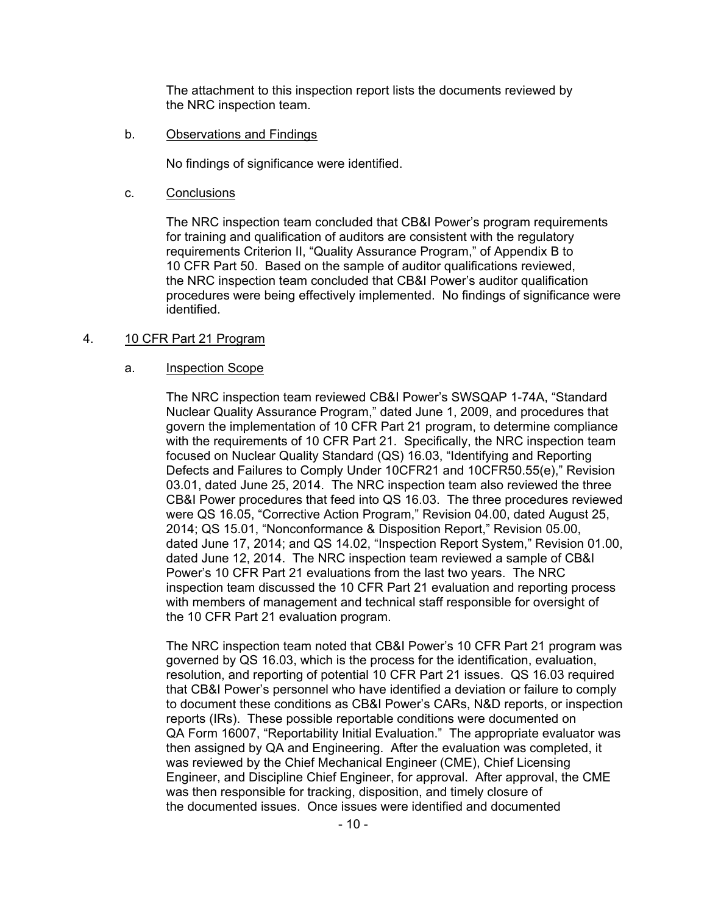The attachment to this inspection report lists the documents reviewed by the NRC inspection team.

b. Observations and Findings

No findings of significance were identified.

c. Conclusions

The NRC inspection team concluded that CB&I Power's program requirements for training and qualification of auditors are consistent with the regulatory requirements Criterion II, "Quality Assurance Program," of Appendix B to 10 CFR Part 50. Based on the sample of auditor qualifications reviewed, the NRC inspection team concluded that CB&I Power's auditor qualification procedures were being effectively implemented. No findings of significance were identified.

4. 10 CFR Part 21 Program

a. Inspection Scope

The NRC inspection team reviewed CB&I Power's SWSQAP 1-74A, "Standard Nuclear Quality Assurance Program," dated June 1, 2009, and procedures that govern the implementation of 10 CFR Part 21 program, to determine compliance with the requirements of 10 CFR Part 21. Specifically, the NRC inspection team focused on Nuclear Quality Standard (QS) 16.03, "Identifying and Reporting Defects and Failures to Comply Under 10CFR21 and 10CFR50.55(e)," Revision 03.01, dated June 25, 2014. The NRC inspection team also reviewed the three CB&I Power procedures that feed into QS 16.03. The three procedures reviewed were QS 16.05, "Corrective Action Program," Revision 04.00, dated August 25, 2014; QS 15.01, "Nonconformance & Disposition Report," Revision 05.00, dated June 17, 2014; and QS 14.02, "Inspection Report System," Revision 01.00, dated June 12, 2014. The NRC inspection team reviewed a sample of CB&I Power's 10 CFR Part 21 evaluations from the last two years. The NRC inspection team discussed the 10 CFR Part 21 evaluation and reporting process with members of management and technical staff responsible for oversight of the 10 CFR Part 21 evaluation program.

The NRC inspection team noted that CB&I Power's 10 CFR Part 21 program was governed by QS 16.03, which is the process for the identification, evaluation, resolution, and reporting of potential 10 CFR Part 21 issues. QS 16.03 required that CB&I Power's personnel who have identified a deviation or failure to comply to document these conditions as CB&I Power's CARs, N&D reports, or inspection reports (IRs). These possible reportable conditions were documented on QA Form 16007, "Reportability Initial Evaluation." The appropriate evaluator was then assigned by QA and Engineering. After the evaluation was completed, it was reviewed by the Chief Mechanical Engineer (CME), Chief Licensing Engineer, and Discipline Chief Engineer, for approval. After approval, the CME was then responsible for tracking, disposition, and timely closure of the documented issues. Once issues were identified and documented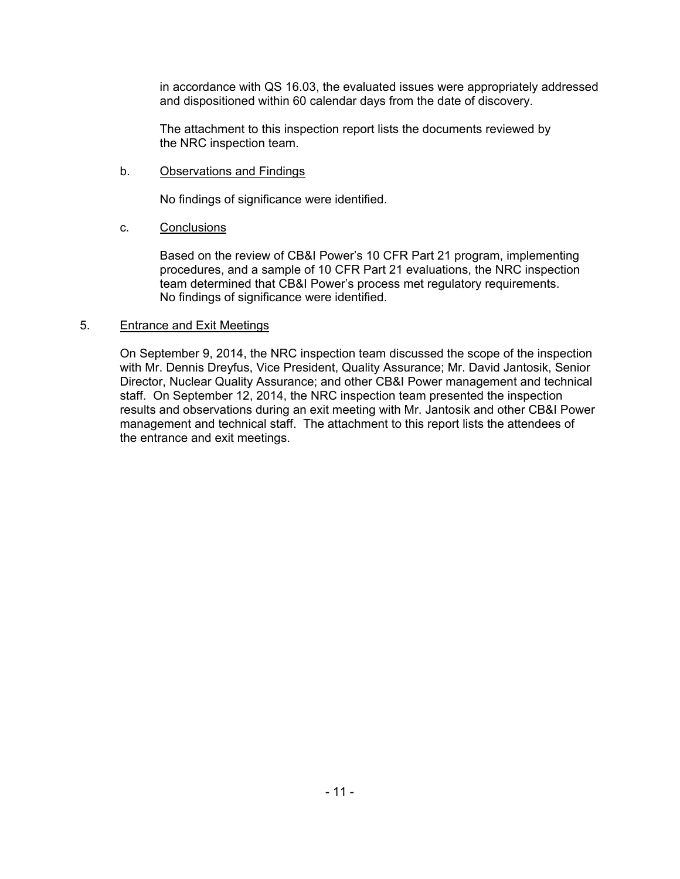in accordance with QS 16.03, the evaluated issues were appropriately addressed and dispositioned within 60 calendar days from the date of discovery.

The attachment to this inspection report lists the documents reviewed by the NRC inspection team.

b. Observations and Findings

No findings of significance were identified.

c. Conclusions

Based on the review of CB&I Power's 10 CFR Part 21 program, implementing procedures, and a sample of 10 CFR Part 21 evaluations, the NRC inspection team determined that CB&I Power's process met regulatory requirements. No findings of significance were identified.

5. Entrance and Exit Meetings

On September 9, 2014, the NRC inspection team discussed the scope of the inspection with Mr. Dennis Dreyfus, Vice President, Quality Assurance; Mr. David Jantosik, Senior Director, Nuclear Quality Assurance; and other CB&I Power management and technical staff. On September 12, 2014, the NRC inspection team presented the inspection results and observations during an exit meeting with Mr. Jantosik and other CB&I Power management and technical staff. The attachment to this report lists the attendees of the entrance and exit meetings.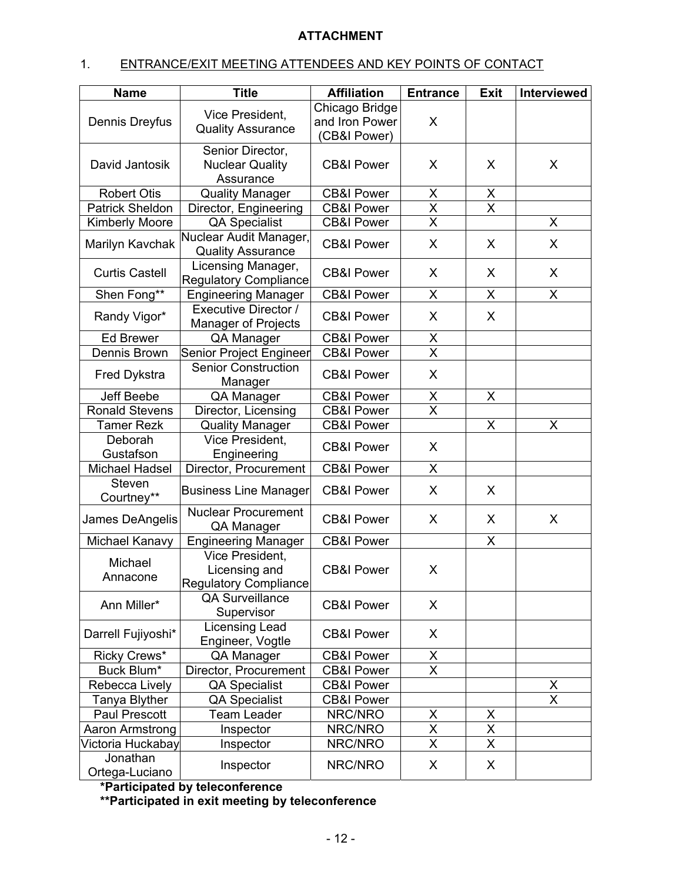**ATTACHMENT**

1. <u>ENTRANCE/EXIT MEETING ATTENDEES AND KEY POINTS OF CONTACT</u>

| Name | Title | Affiliation | Entrance | Exit | Interviewed |
|---|---|---|---|---|---|
| Dennis Dreyfus | Vice President, Quality Assurance | Chicago Bridge and Iron Power (CB&I Power) | X | | |
| David Jantosik | Senior Director, Nuclear Quality Assurance | CB&I Power | X | X | X |
| Robert Otis | Quality Manager | CB&I Power | X | X | |
| Patrick Sheldon | Director, Engineering | CB&I Power | X | X | |
| Kimberly Moore | QA Specialist | CB&I Power | X | | X |
| Marilyn Kavchak | Nuclear Audit Manager, Quality Assurance | CB&I Power | X | X | X |
| Curtis Castell | Licensing Manager, Regulatory Compliance | CB&I Power | X | X | X |
| Shen Fong** | Engineering Manager | CB&I Power | X | X | X |
| Randy Vigor* | Executive Director / Manager of Projects | CB&I Power | X | X | |
| Ed Brewer | QA Manager | CB&I Power | X | | |
| Dennis Brown | Senior Project Engineer | CB&I Power | X | | |
| Fred Dykstra | Senior Construction Manager | CB&I Power | X | | |
| Jeff Beebe | QA Manager | CB&I Power | X | X | |
| Ronald Stevens | Director, Licensing | CB&I Power | X | | |
| Tamer Rezk | Quality Manager | CB&I Power | | X | X |
| Deborah Gustafson | Vice President, Engineering | CB&I Power | X | | |
| Michael Hadsel | Director, Procurement | CB&I Power | X | | |
| Steven Courtney** | Business Line Manager | CB&I Power | X | X | |
| James DeAngelis | Nuclear Procurement QA Manager | CB&I Power | X | X | X |
| Michael Kanavy | Engineering Manager | CB&I Power | | X | |
| Michael Annacone | Vice President, Licensing and Regulatory Compliance | CB&I Power | X | | |
| Ann Miller* | QA Surveillance Supervisor | CB&I Power | X | | |
| Darrell Fujiyoshi* | Licensing Lead Engineer, Vogtle | CB&I Power | X | | |
| Ricky Crews* | QA Manager | CB&I Power | X | | |
| Buck Blum* | Director, Procurement | CB&I Power | X | | |
| Rebecca Lively | QA Specialist | CB&I Power | | | X |
| Tanya Blyther | QA Specialist | CB&I Power | | | X |
| Paul Prescott | Team Leader | NRC/NRO | X | X | |
| Aaron Armstrong | Inspector | NRC/NRO | X | X | |
| Victoria Huckabay | Inspector | NRC/NRO | X | X | |
| Jonathan Ortega-Luciano | Inspector | NRC/NRO | X | X | |

**\*Participated by teleconference**

**\*\*Participated in exit meeting by teleconference**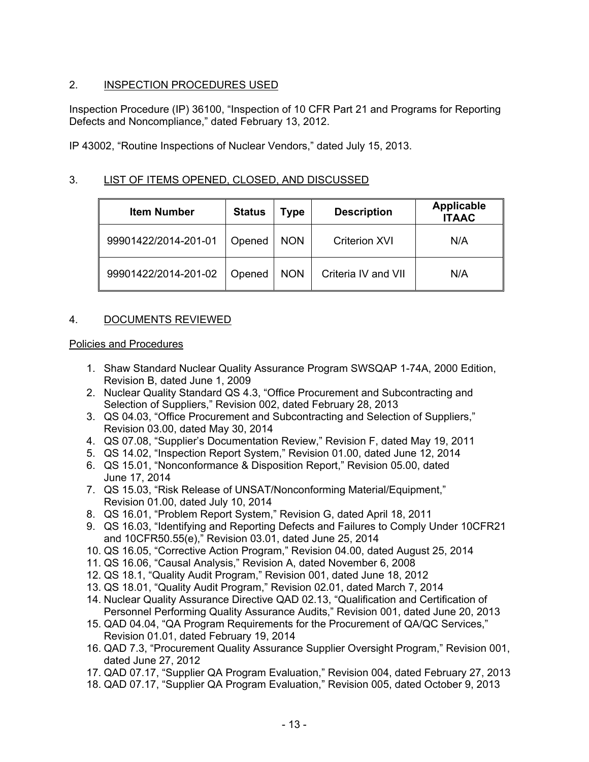## 2. INSPECTION PROCEDURES USED

Inspection Procedure (IP) 36100, "Inspection of 10 CFR Part 21 and Programs for Reporting Defects and Noncompliance," dated February 13, 2012.

IP 43002, "Routine Inspections of Nuclear Vendors," dated July 15, 2013.

## 3. LIST OF ITEMS OPENED, CLOSED, AND DISCUSSED

| Item Number | Status | Type | Description | Applicable ITAAC |
|---|---|---|---|---|
| 99901422/2014-201-01 | Opened | NON | Criterion XVI | N/A |
| 99901422/2014-201-02 | Opened | NON | Criteria IV and VII | N/A |

## 4. DOCUMENTS REVIEWED

### Policies and Procedures

1. Shaw Standard Nuclear Quality Assurance Program SWSQAP 1-74A, 2000 Edition, Revision B, dated June 1, 2009
2. Nuclear Quality Standard QS 4.3, "Office Procurement and Subcontracting and Selection of Suppliers," Revision 002, dated February 28, 2013
3. QS 04.03, "Office Procurement and Subcontracting and Selection of Suppliers," Revision 03.00, dated May 30, 2014
4. QS 07.08, "Supplier's Documentation Review," Revision F, dated May 19, 2011
5. QS 14.02, "Inspection Report System," Revision 01.00, dated June 12, 2014
6. QS 15.01, "Nonconformance & Disposition Report," Revision 05.00, dated June 17, 2014
7. QS 15.03, "Risk Release of UNSAT/Nonconforming Material/Equipment," Revision 01.00, dated July 10, 2014
8. QS 16.01, "Problem Report System," Revision G, dated April 18, 2011
9. QS 16.03, "Identifying and Reporting Defects and Failures to Comply Under 10CFR21 and 10CFR50.55(e)," Revision 03.01, dated June 25, 2014
10. QS 16.05, "Corrective Action Program," Revision 04.00, dated August 25, 2014
11. QS 16.06, "Causal Analysis," Revision A, dated November 6, 2008
12. QS 18.1, "Quality Audit Program," Revision 001, dated June 18, 2012
13. QS 18.01, "Quality Audit Program," Revision 02.01, dated March 7, 2014
14. Nuclear Quality Assurance Directive QAD 02.13, "Qualification and Certification of Personnel Performing Quality Assurance Audits," Revision 001, dated June 20, 2013
15. QAD 04.04, "QA Program Requirements for the Procurement of QA/QC Services," Revision 01.01, dated February 19, 2014
16. QAD 7.3, "Procurement Quality Assurance Supplier Oversight Program," Revision 001, dated June 27, 2012
17. QAD 07.17, "Supplier QA Program Evaluation," Revision 004, dated February 27, 2013
18. QAD 07.17, "Supplier QA Program Evaluation," Revision 005, dated October 9, 2013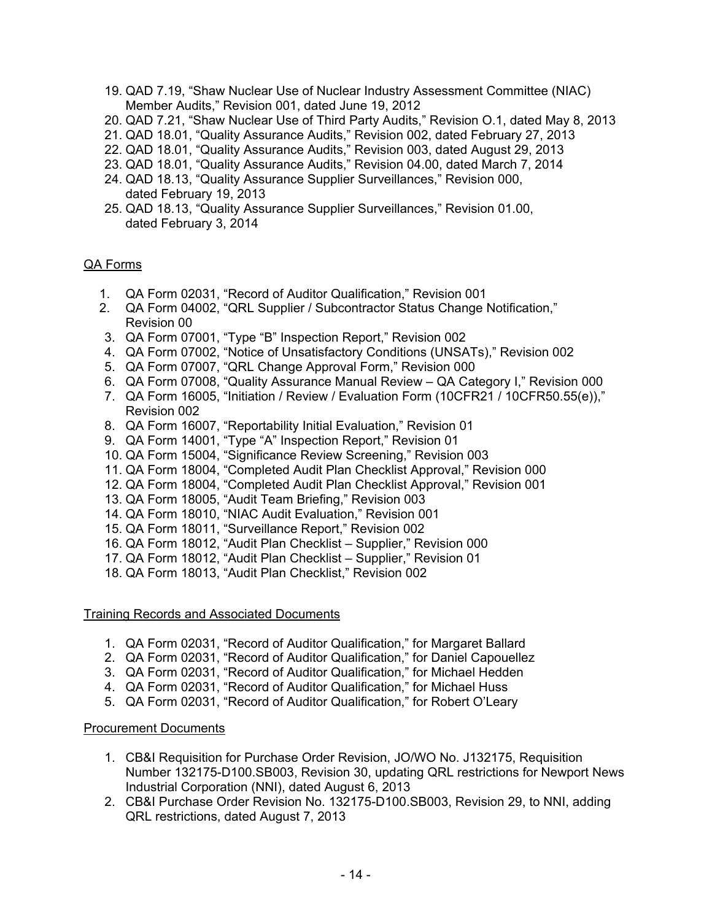19. QAD 7.19, "Shaw Nuclear Use of Nuclear Industry Assessment Committee (NIAC) Member Audits," Revision 001, dated June 19, 2012
20. QAD 7.21, "Shaw Nuclear Use of Third Party Audits," Revision O.1, dated May 8, 2013
21. QAD 18.01, "Quality Assurance Audits," Revision 002, dated February 27, 2013
22. QAD 18.01, "Quality Assurance Audits," Revision 003, dated August 29, 2013
23. QAD 18.01, "Quality Assurance Audits," Revision 04.00, dated March 7, 2014
24. QAD 18.13, "Quality Assurance Supplier Surveillances," Revision 000, dated February 19, 2013
25. QAD 18.13, "Quality Assurance Supplier Surveillances," Revision 01.00, dated February 3, 2014

<u>QA Forms</u>

1. QA Form 02031, "Record of Auditor Qualification," Revision 001
2. QA Form 04002, "QRL Supplier / Subcontractor Status Change Notification," Revision 00
3. QA Form 07001, "Type "B" Inspection Report," Revision 002
4. QA Form 07002, "Notice of Unsatisfactory Conditions (UNSATs)," Revision 002
5. QA Form 07007, "QRL Change Approval Form," Revision 000
6. QA Form 07008, "Quality Assurance Manual Review – QA Category I," Revision 000
7. QA Form 16005, "Initiation / Review / Evaluation Form (10CFR21 / 10CFR50.55(e))," Revision 002
8. QA Form 16007, "Reportability Initial Evaluation," Revision 01
9. QA Form 14001, "Type "A" Inspection Report," Revision 01
10. QA Form 15004, "Significance Review Screening," Revision 003
11. QA Form 18004, "Completed Audit Plan Checklist Approval," Revision 000
12. QA Form 18004, "Completed Audit Plan Checklist Approval," Revision 001
13. QA Form 18005, "Audit Team Briefing," Revision 003
14. QA Form 18010, "NIAC Audit Evaluation," Revision 001
15. QA Form 18011, "Surveillance Report," Revision 002
16. QA Form 18012, "Audit Plan Checklist – Supplier," Revision 000
17. QA Form 18012, "Audit Plan Checklist – Supplier," Revision 01
18. QA Form 18013, "Audit Plan Checklist," Revision 002

<u>Training Records and Associated Documents</u>

1. QA Form 02031, "Record of Auditor Qualification," for Margaret Ballard
2. QA Form 02031, "Record of Auditor Qualification," for Daniel Capouellez
3. QA Form 02031, "Record of Auditor Qualification," for Michael Hedden
4. QA Form 02031, "Record of Auditor Qualification," for Michael Huss
5. QA Form 02031, "Record of Auditor Qualification," for Robert O'Leary

<u>Procurement Documents</u>

1. CB&I Requisition for Purchase Order Revision, JO/WO No. J132175, Requisition Number 132175-D100.SB003, Revision 30, updating QRL restrictions for Newport News Industrial Corporation (NNI), dated August 6, 2013
2. CB&I Purchase Order Revision No. 132175-D100.SB003, Revision 29, to NNI, adding QRL restrictions, dated August 7, 2013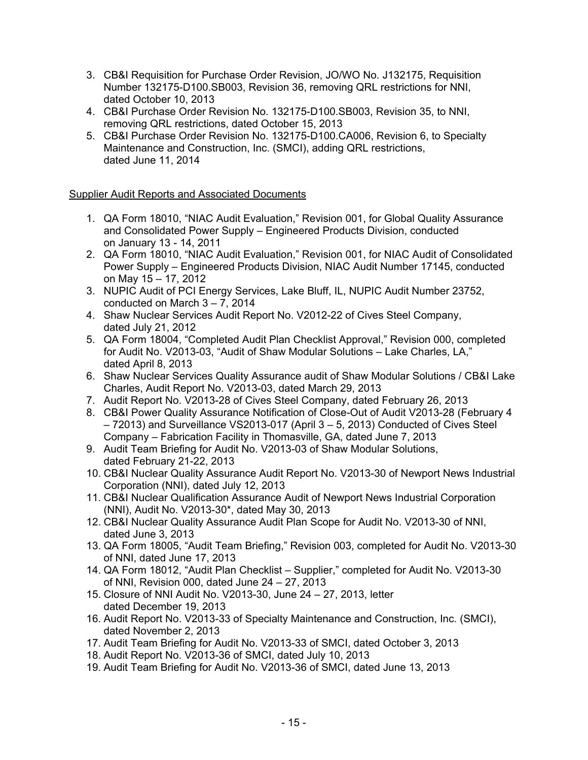3. CB&I Requisition for Purchase Order Revision, JO/WO No. J132175, Requisition Number 132175-D100.SB003, Revision 36, removing QRL restrictions for NNI, dated October 10, 2013
4. CB&I Purchase Order Revision No. 132175-D100.SB003, Revision 35, to NNI, removing QRL restrictions, dated October 15, 2013
5. CB&I Purchase Order Revision No. 132175-D100.CA006, Revision 6, to Specialty Maintenance and Construction, Inc. (SMCI), adding QRL restrictions, dated June 11, 2014

Supplier Audit Reports and Associated Documents

1. QA Form 18010, "NIAC Audit Evaluation," Revision 001, for Global Quality Assurance and Consolidated Power Supply – Engineered Products Division, conducted on January 13 - 14, 2011
2. QA Form 18010, "NIAC Audit Evaluation," Revision 001, for NIAC Audit of Consolidated Power Supply – Engineered Products Division, NIAC Audit Number 17145, conducted on May 15 – 17, 2012
3. NUPIC Audit of PCI Energy Services, Lake Bluff, IL, NUPIC Audit Number 23752, conducted on March 3 – 7, 2014
4. Shaw Nuclear Services Audit Report No. V2012-22 of Cives Steel Company, dated July 21, 2012
5. QA Form 18004, "Completed Audit Plan Checklist Approval," Revision 000, completed for Audit No. V2013-03, "Audit of Shaw Modular Solutions – Lake Charles, LA," dated April 8, 2013
6. Shaw Nuclear Services Quality Assurance audit of Shaw Modular Solutions / CB&I Lake Charles, Audit Report No. V2013-03, dated March 29, 2013
7. Audit Report No. V2013-28 of Cives Steel Company, dated February 26, 2013
8. CB&I Power Quality Assurance Notification of Close-Out of Audit V2013-28 (February 4 – 72013) and Surveillance VS2013-017 (April 3 – 5, 2013) Conducted of Cives Steel Company – Fabrication Facility in Thomasville, GA, dated June 7, 2013
9. Audit Team Briefing for Audit No. V2013-03 of Shaw Modular Solutions, dated February 21-22, 2013
10. CB&I Nuclear Quality Assurance Audit Report No. V2013-30 of Newport News Industrial Corporation (NNI), dated July 12, 2013
11. CB&I Nuclear Qualification Assurance Audit of Newport News Industrial Corporation (NNI), Audit No. V2013-30*, dated May 30, 2013
12. CB&I Nuclear Quality Assurance Audit Plan Scope for Audit No. V2013-30 of NNI, dated June 3, 2013
13. QA Form 18005, "Audit Team Briefing," Revision 003, completed for Audit No. V2013-30 of NNI, dated June 17, 2013
14. QA Form 18012, "Audit Plan Checklist – Supplier," completed for Audit No. V2013-30 of NNI, Revision 000, dated June 24 – 27, 2013
15. Closure of NNI Audit No. V2013-30, June 24 – 27, 2013, letter dated December 19, 2013
16. Audit Report No. V2013-33 of Specialty Maintenance and Construction, Inc. (SMCI), dated November 2, 2013
17. Audit Team Briefing for Audit No. V2013-33 of SMCI, dated October 3, 2013
18. Audit Report No. V2013-36 of SMCI, dated July 10, 2013
19. Audit Team Briefing for Audit No. V2013-36 of SMCI, dated June 13, 2013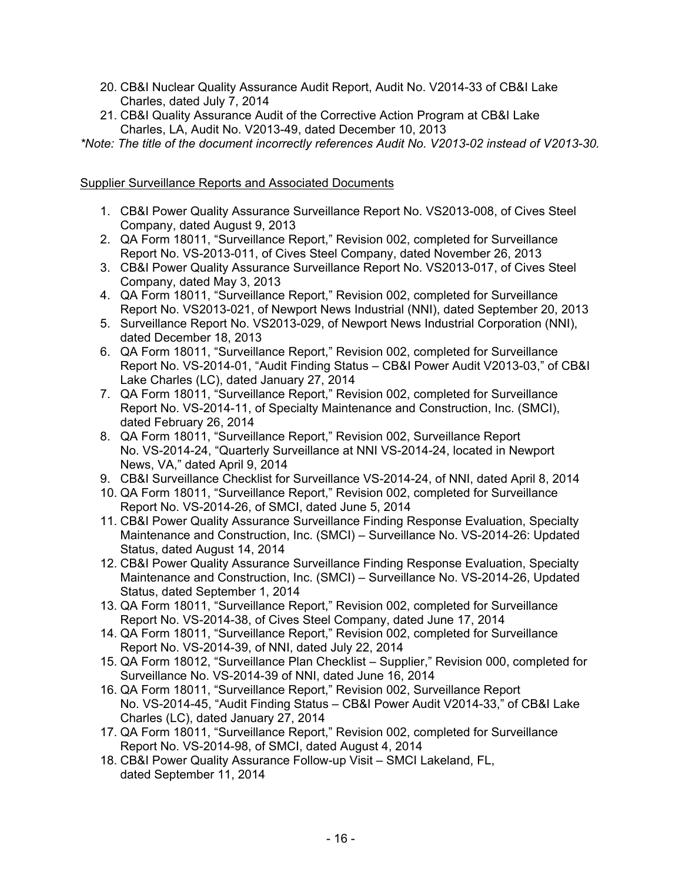20. CB&I Nuclear Quality Assurance Audit Report, Audit No. V2014-33 of CB&I Lake Charles, dated July 7, 2014
21. CB&I Quality Assurance Audit of the Corrective Action Program at CB&I Lake Charles, LA, Audit No. V2013-49, dated December 10, 2013

*\*Note: The title of the document incorrectly references Audit No. V2013-02 instead of V2013-30.*

<u>Supplier Surveillance Reports and Associated Documents</u>

1. CB&I Power Quality Assurance Surveillance Report No. VS2013-008, of Cives Steel Company, dated August 9, 2013
2. QA Form 18011, "Surveillance Report," Revision 002, completed for Surveillance Report No. VS-2013-011, of Cives Steel Company, dated November 26, 2013
3. CB&I Power Quality Assurance Surveillance Report No. VS2013-017, of Cives Steel Company, dated May 3, 2013
4. QA Form 18011, "Surveillance Report," Revision 002, completed for Surveillance Report No. VS2013-021, of Newport News Industrial (NNI), dated September 20, 2013
5. Surveillance Report No. VS2013-029, of Newport News Industrial Corporation (NNI), dated December 18, 2013
6. QA Form 18011, "Surveillance Report," Revision 002, completed for Surveillance Report No. VS-2014-01, "Audit Finding Status – CB&I Power Audit V2013-03," of CB&I Lake Charles (LC), dated January 27, 2014
7. QA Form 18011, "Surveillance Report," Revision 002, completed for Surveillance Report No. VS-2014-11, of Specialty Maintenance and Construction, Inc. (SMCI), dated February 26, 2014
8. QA Form 18011, "Surveillance Report," Revision 002, Surveillance Report No. VS-2014-24, "Quarterly Surveillance at NNI VS-2014-24, located in Newport News, VA," dated April 9, 2014
9. CB&I Surveillance Checklist for Surveillance VS-2014-24, of NNI, dated April 8, 2014
10. QA Form 18011, "Surveillance Report," Revision 002, completed for Surveillance Report No. VS-2014-26, of SMCI, dated June 5, 2014
11. CB&I Power Quality Assurance Surveillance Finding Response Evaluation, Specialty Maintenance and Construction, Inc. (SMCI) – Surveillance No. VS-2014-26: Updated Status, dated August 14, 2014
12. CB&I Power Quality Assurance Surveillance Finding Response Evaluation, Specialty Maintenance and Construction, Inc. (SMCI) – Surveillance No. VS-2014-26, Updated Status, dated September 1, 2014
13. QA Form 18011, "Surveillance Report," Revision 002, completed for Surveillance Report No. VS-2014-38, of Cives Steel Company, dated June 17, 2014
14. QA Form 18011, "Surveillance Report," Revision 002, completed for Surveillance Report No. VS-2014-39, of NNI, dated July 22, 2014
15. QA Form 18012, "Surveillance Plan Checklist – Supplier," Revision 000, completed for Surveillance No. VS-2014-39 of NNI, dated June 16, 2014
16. QA Form 18011, "Surveillance Report," Revision 002, Surveillance Report No. VS-2014-45, "Audit Finding Status – CB&I Power Audit V2014-33," of CB&I Lake Charles (LC), dated January 27, 2014
17. QA Form 18011, "Surveillance Report," Revision 002, completed for Surveillance Report No. VS-2014-98, of SMCI, dated August 4, 2014
18. CB&I Power Quality Assurance Follow-up Visit – SMCI Lakeland, FL, dated September 11, 2014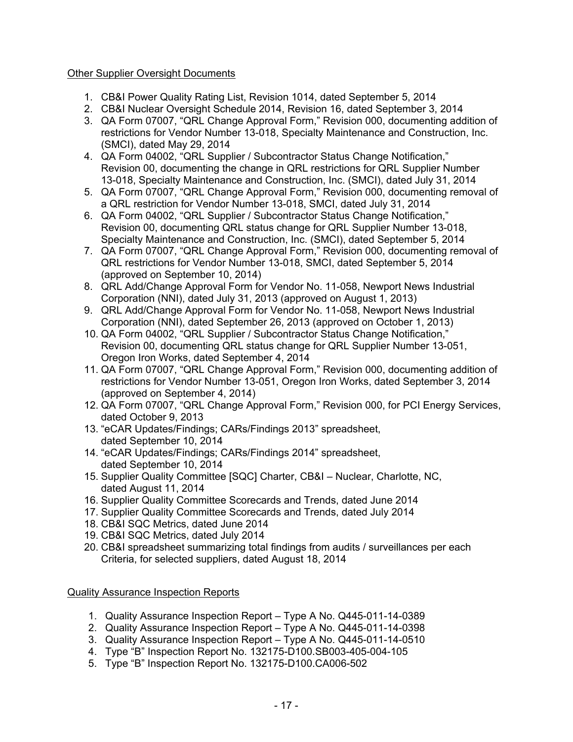Other Supplier Oversight Documents

1. CB&I Power Quality Rating List, Revision 1014, dated September 5, 2014
2. CB&I Nuclear Oversight Schedule 2014, Revision 16, dated September 3, 2014
3. QA Form 07007, "QRL Change Approval Form," Revision 000, documenting addition of restrictions for Vendor Number 13-018, Specialty Maintenance and Construction, Inc. (SMCI), dated May 29, 2014
4. QA Form 04002, "QRL Supplier / Subcontractor Status Change Notification," Revision 00, documenting the change in QRL restrictions for QRL Supplier Number 13-018, Specialty Maintenance and Construction, Inc. (SMCI), dated July 31, 2014
5. QA Form 07007, "QRL Change Approval Form," Revision 000, documenting removal of a QRL restriction for Vendor Number 13-018, SMCI, dated July 31, 2014
6. QA Form 04002, "QRL Supplier / Subcontractor Status Change Notification," Revision 00, documenting QRL status change for QRL Supplier Number 13-018, Specialty Maintenance and Construction, Inc. (SMCI), dated September 5, 2014
7. QA Form 07007, "QRL Change Approval Form," Revision 000, documenting removal of QRL restrictions for Vendor Number 13-018, SMCI, dated September 5, 2014 (approved on September 10, 2014)
8. QRL Add/Change Approval Form for Vendor No. 11-058, Newport News Industrial Corporation (NNI), dated July 31, 2013 (approved on August 1, 2013)
9. QRL Add/Change Approval Form for Vendor No. 11-058, Newport News Industrial Corporation (NNI), dated September 26, 2013 (approved on October 1, 2013)
10. QA Form 04002, "QRL Supplier / Subcontractor Status Change Notification," Revision 00, documenting QRL status change for QRL Supplier Number 13-051, Oregon Iron Works, dated September 4, 2014
11. QA Form 07007, "QRL Change Approval Form," Revision 000, documenting addition of restrictions for Vendor Number 13-051, Oregon Iron Works, dated September 3, 2014 (approved on September 4, 2014)
12. QA Form 07007, "QRL Change Approval Form," Revision 000, for PCI Energy Services, dated October 9, 2013
13. "eCAR Updates/Findings; CARs/Findings 2013" spreadsheet, dated September 10, 2014
14. "eCAR Updates/Findings; CARs/Findings 2014" spreadsheet, dated September 10, 2014
15. Supplier Quality Committee [SQC] Charter, CB&I – Nuclear, Charlotte, NC, dated August 11, 2014
16. Supplier Quality Committee Scorecards and Trends, dated June 2014
17. Supplier Quality Committee Scorecards and Trends, dated July 2014
18. CB&I SQC Metrics, dated June 2014
19. CB&I SQC Metrics, dated July 2014
20. CB&I spreadsheet summarizing total findings from audits / surveillances per each Criteria, for selected suppliers, dated August 18, 2014

Quality Assurance Inspection Reports

1. Quality Assurance Inspection Report – Type A No. Q445-011-14-0389
2. Quality Assurance Inspection Report – Type A No. Q445-011-14-0398
3. Quality Assurance Inspection Report – Type A No. Q445-011-14-0510
4. Type "B" Inspection Report No. 132175-D100.SB003-405-004-105
5. Type "B" Inspection Report No. 132175-D100.CA006-502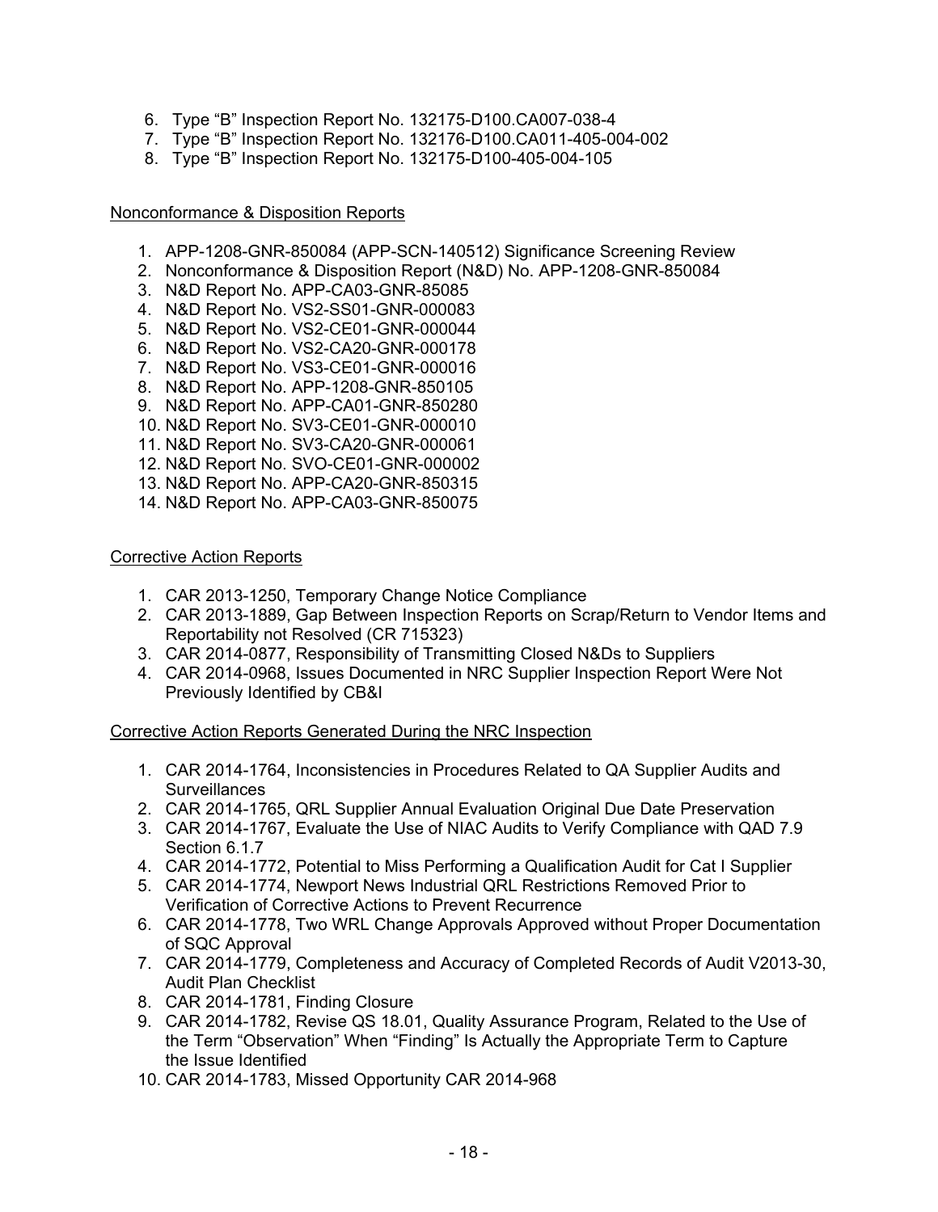6. Type "B" Inspection Report No. 132175-D100.CA007-038-4
7. Type "B" Inspection Report No. 132176-D100.CA011-405-004-002
8. Type "B" Inspection Report No. 132175-D100-405-004-105

Nonconformance & Disposition Reports

1. APP-1208-GNR-850084 (APP-SCN-140512) Significance Screening Review
2. Nonconformance & Disposition Report (N&D) No. APP-1208-GNR-850084
3. N&D Report No. APP-CA03-GNR-85085
4. N&D Report No. VS2-SS01-GNR-000083
5. N&D Report No. VS2-CE01-GNR-000044
6. N&D Report No. VS2-CA20-GNR-000178
7. N&D Report No. VS3-CE01-GNR-000016
8. N&D Report No. APP-1208-GNR-850105
9. N&D Report No. APP-CA01-GNR-850280
10. N&D Report No. SV3-CE01-GNR-000010
11. N&D Report No. SV3-CA20-GNR-000061
12. N&D Report No. SVO-CE01-GNR-000002
13. N&D Report No. APP-CA20-GNR-850315
14. N&D Report No. APP-CA03-GNR-850075

Corrective Action Reports

1. CAR 2013-1250, Temporary Change Notice Compliance
2. CAR 2013-1889, Gap Between Inspection Reports on Scrap/Return to Vendor Items and Reportability not Resolved (CR 715323)
3. CAR 2014-0877, Responsibility of Transmitting Closed N&Ds to Suppliers
4. CAR 2014-0968, Issues Documented in NRC Supplier Inspection Report Were Not Previously Identified by CB&I

Corrective Action Reports Generated During the NRC Inspection

1. CAR 2014-1764, Inconsistencies in Procedures Related to QA Supplier Audits and Surveillances
2. CAR 2014-1765, QRL Supplier Annual Evaluation Original Due Date Preservation
3. CAR 2014-1767, Evaluate the Use of NIAC Audits to Verify Compliance with QAD 7.9 Section 6.1.7
4. CAR 2014-1772, Potential to Miss Performing a Qualification Audit for Cat I Supplier
5. CAR 2014-1774, Newport News Industrial QRL Restrictions Removed Prior to Verification of Corrective Actions to Prevent Recurrence
6. CAR 2014-1778, Two WRL Change Approvals Approved without Proper Documentation of SQC Approval
7. CAR 2014-1779, Completeness and Accuracy of Completed Records of Audit V2013-30, Audit Plan Checklist
8. CAR 2014-1781, Finding Closure
9. CAR 2014-1782, Revise QS 18.01, Quality Assurance Program, Related to the Use of the Term "Observation" When "Finding" Is Actually the Appropriate Term to Capture the Issue Identified
10. CAR 2014-1783, Missed Opportunity CAR 2014-968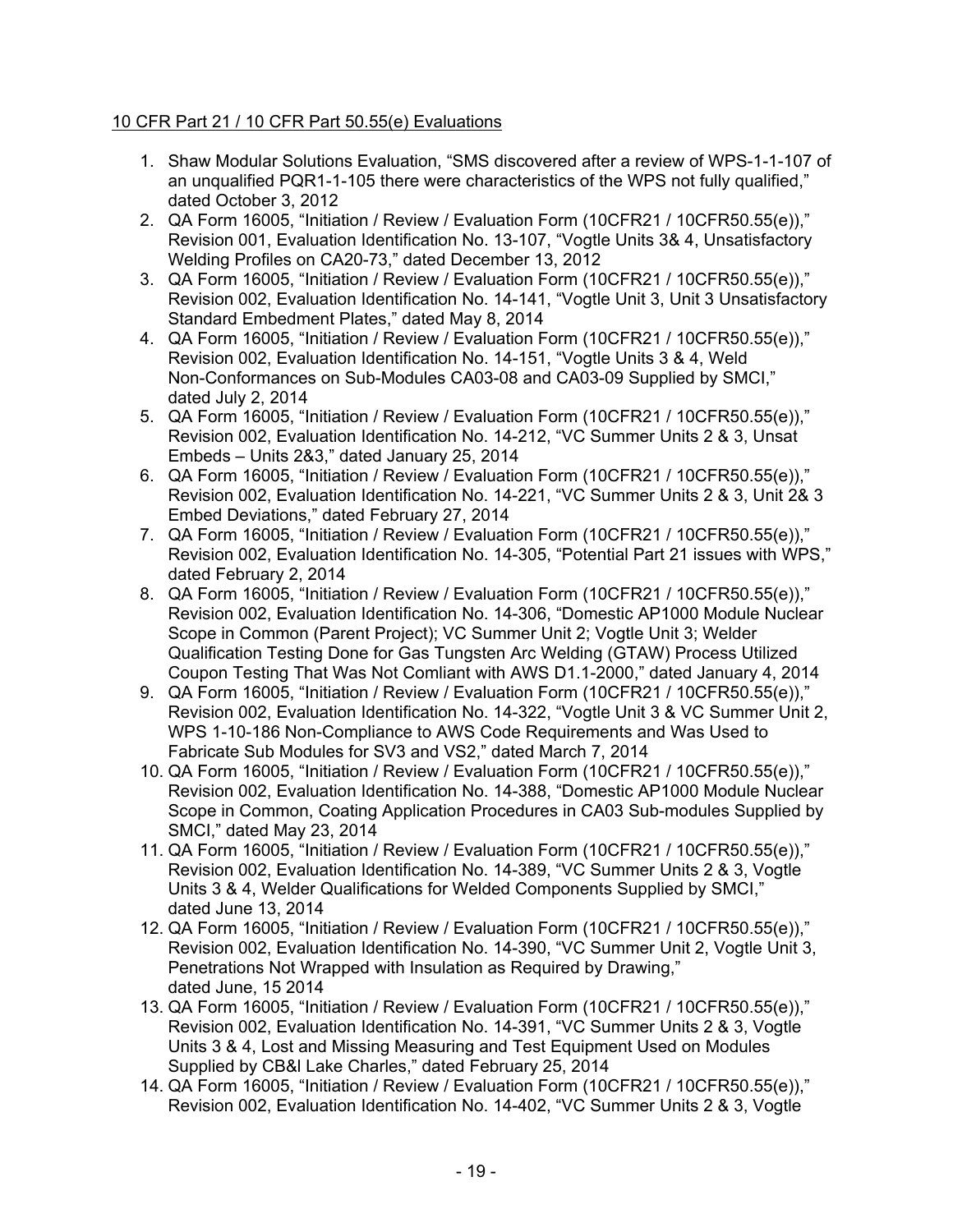10 CFR Part 21 / 10 CFR Part 50.55(e) Evaluations

1. Shaw Modular Solutions Evaluation, "SMS discovered after a review of WPS-1-1-107 of an unqualified PQR1-1-105 there were characteristics of the WPS not fully qualified," dated October 3, 2012
2. QA Form 16005, "Initiation / Review / Evaluation Form (10CFR21 / 10CFR50.55(e))," Revision 001, Evaluation Identification No. 13-107, "Vogtle Units 3& 4, Unsatisfactory Welding Profiles on CA20-73," dated December 13, 2012
3. QA Form 16005, "Initiation / Review / Evaluation Form (10CFR21 / 10CFR50.55(e))," Revision 002, Evaluation Identification No. 14-141, "Vogtle Unit 3, Unit 3 Unsatisfactory Standard Embedment Plates," dated May 8, 2014
4. QA Form 16005, "Initiation / Review / Evaluation Form (10CFR21 / 10CFR50.55(e))," Revision 002, Evaluation Identification No. 14-151, "Vogtle Units 3 & 4, Weld Non-Conformances on Sub-Modules CA03-08 and CA03-09 Supplied by SMCI," dated July 2, 2014
5. QA Form 16005, "Initiation / Review / Evaluation Form (10CFR21 / 10CFR50.55(e))," Revision 002, Evaluation Identification No. 14-212, "VC Summer Units 2 & 3, Unsat Embeds – Units 2&3," dated January 25, 2014
6. QA Form 16005, "Initiation / Review / Evaluation Form (10CFR21 / 10CFR50.55(e))," Revision 002, Evaluation Identification No. 14-221, "VC Summer Units 2 & 3, Unit 2& 3 Embed Deviations," dated February 27, 2014
7. QA Form 16005, "Initiation / Review / Evaluation Form (10CFR21 / 10CFR50.55(e))," Revision 002, Evaluation Identification No. 14-305, "Potential Part 21 issues with WPS," dated February 2, 2014
8. QA Form 16005, "Initiation / Review / Evaluation Form (10CFR21 / 10CFR50.55(e))," Revision 002, Evaluation Identification No. 14-306, "Domestic AP1000 Module Nuclear Scope in Common (Parent Project); VC Summer Unit 2; Vogtle Unit 3; Welder Qualification Testing Done for Gas Tungsten Arc Welding (GTAW) Process Utilized Coupon Testing That Was Not Comliant with AWS D1.1-2000," dated January 4, 2014
9. QA Form 16005, "Initiation / Review / Evaluation Form (10CFR21 / 10CFR50.55(e))," Revision 002, Evaluation Identification No. 14-322, "Vogtle Unit 3 & VC Summer Unit 2, WPS 1-10-186 Non-Compliance to AWS Code Requirements and Was Used to Fabricate Sub Modules for SV3 and VS2," dated March 7, 2014
10. QA Form 16005, "Initiation / Review / Evaluation Form (10CFR21 / 10CFR50.55(e))," Revision 002, Evaluation Identification No. 14-388, "Domestic AP1000 Module Nuclear Scope in Common, Coating Application Procedures in CA03 Sub-modules Supplied by SMCI," dated May 23, 2014
11. QA Form 16005, "Initiation / Review / Evaluation Form (10CFR21 / 10CFR50.55(e))," Revision 002, Evaluation Identification No. 14-389, "VC Summer Units 2 & 3, Vogtle Units 3 & 4, Welder Qualifications for Welded Components Supplied by SMCI," dated June 13, 2014
12. QA Form 16005, "Initiation / Review / Evaluation Form (10CFR21 / 10CFR50.55(e))," Revision 002, Evaluation Identification No. 14-390, "VC Summer Unit 2, Vogtle Unit 3, Penetrations Not Wrapped with Insulation as Required by Drawing," dated June, 15 2014
13. QA Form 16005, "Initiation / Review / Evaluation Form (10CFR21 / 10CFR50.55(e))," Revision 002, Evaluation Identification No. 14-391, "VC Summer Units 2 & 3, Vogtle Units 3 & 4, Lost and Missing Measuring and Test Equipment Used on Modules Supplied by CB&I Lake Charles," dated February 25, 2014
14. QA Form 16005, "Initiation / Review / Evaluation Form (10CFR21 / 10CFR50.55(e))," Revision 002, Evaluation Identification No. 14-402, "VC Summer Units 2 & 3, Vogtle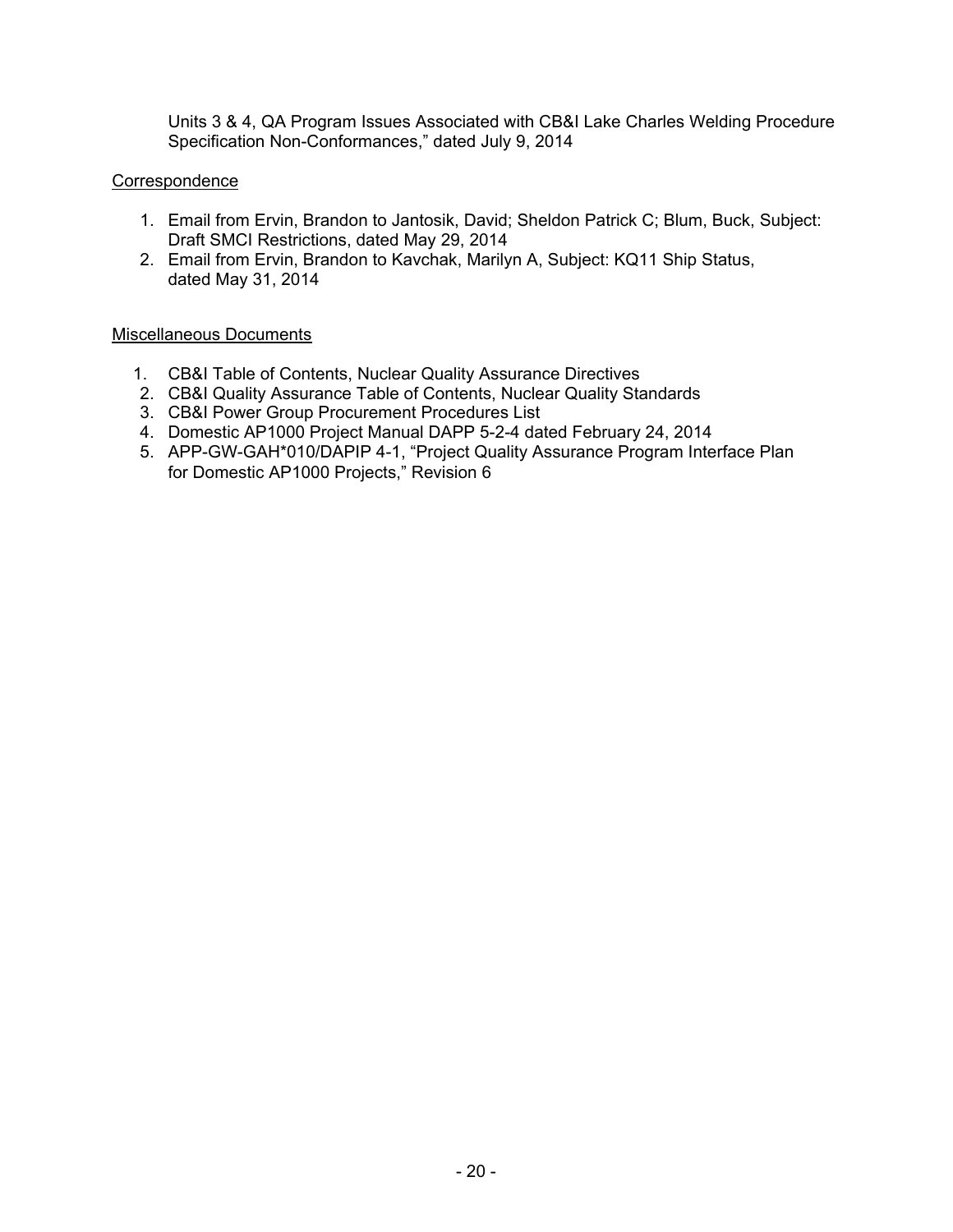Units 3 & 4, QA Program Issues Associated with CB&I Lake Charles Welding Procedure Specification Non-Conformances," dated July 9, 2014

<u>Correspondence</u>

1. Email from Ervin, Brandon to Jantosik, David; Sheldon Patrick C; Blum, Buck, Subject: Draft SMCI Restrictions, dated May 29, 2014
2. Email from Ervin, Brandon to Kavchak, Marilyn A, Subject: KQ11 Ship Status, dated May 31, 2014

<u>Miscellaneous Documents</u>

1. CB&I Table of Contents, Nuclear Quality Assurance Directives
2. CB&I Quality Assurance Table of Contents, Nuclear Quality Standards
3. CB&I Power Group Procurement Procedures List
4. Domestic AP1000 Project Manual DAPP 5-2-4 dated February 24, 2014
5. APP-GW-GAH*010/DAPIP 4-1, "Project Quality Assurance Program Interface Plan for Domestic AP1000 Projects," Revision 6